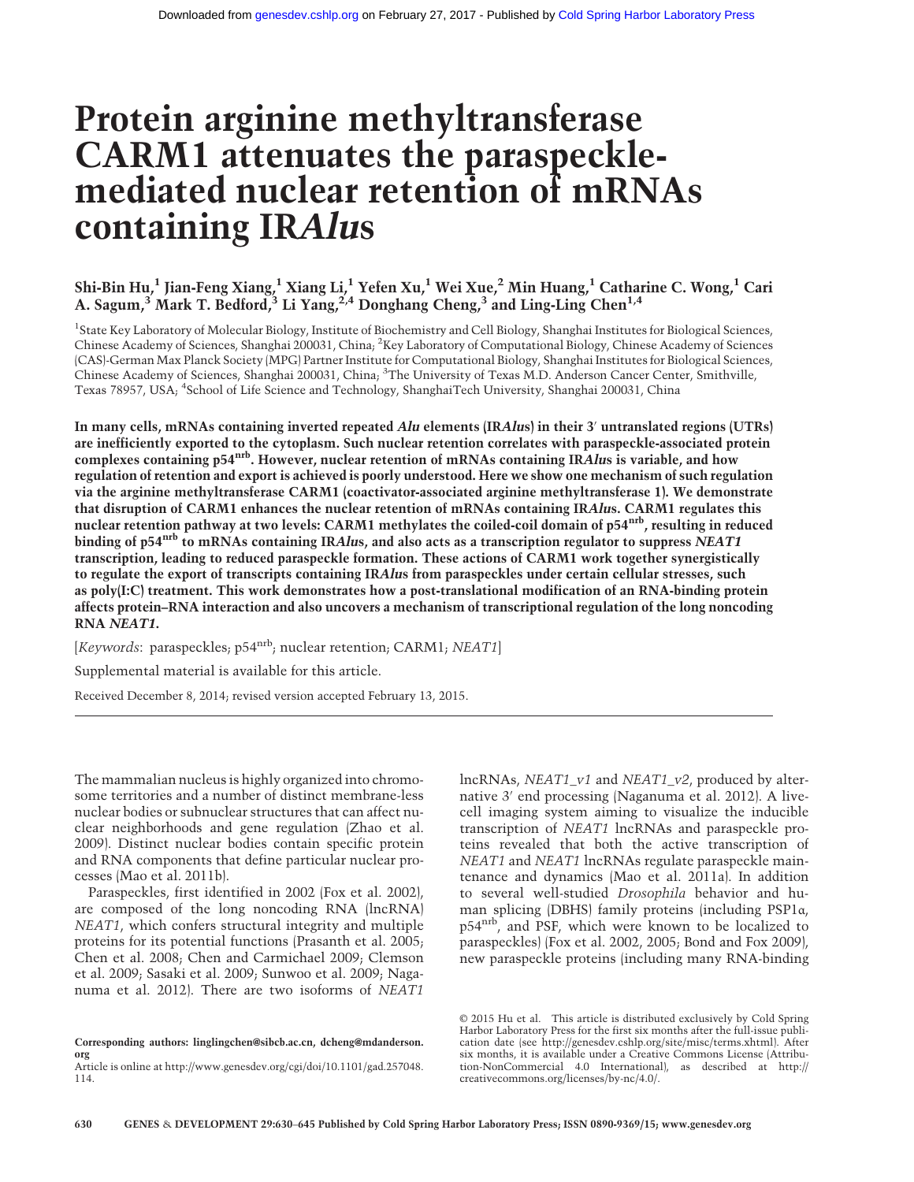# Protein arginine methyltransferase CARM1 attenuates the paraspeckle-mediated nuclear retention of mRNAs containing IR*Alu*s

**Shi-Bin Hu,[1] Jian-Feng Xiang,[1] Xiang Li,[1] Yefen Xu,[1] Wei Xue,[2] Min Huang,[1] Catharine C. Wong,[1] Cari A. Sagum,[3] Mark T. Bedford,[3] Li Yang,[2,4] Donghang Cheng,[3] and Ling-Ling Chen[1,4]**

[1]State Key Laboratory of Molecular Biology, Institute of Biochemistry and Cell Biology, Shanghai Institutes for Biological Sciences, Chinese Academy of Sciences, Shanghai 200031, China; [2]Key Laboratory of Computational Biology, Chinese Academy of Sciences (CAS)-German Max Planck Society (MPG) Partner Institute for Computational Biology, Shanghai Institutes for Biological Sciences, Chinese Academy of Sciences, Shanghai 200031, China; [3]The University of Texas M.D. Anderson Cancer Center, Smithville, Texas 78957, USA; [4]School of Life Science and Technology, ShanghaiTech University, Shanghai 200031, China

**In many cells, mRNAs containing inverted repeated *Alu* elements (IR*Alu*s) in their 3′ untranslated regions (UTRs) are inefficiently exported to the cytoplasm. Such nuclear retention correlates with paraspeckle-associated protein complexes containing p54$^{nrb}$. However, nuclear retention of mRNAs containing IR*Alu*s is variable, and how regulation of retention and export is achieved is poorly understood. Here we show one mechanism of such regulation via the arginine methyltransferase CARM1 (coactivator-associated arginine methyltransferase 1). We demonstrate that disruption of CARM1 enhances the nuclear retention of mRNAs containing IR*Alu*s. CARM1 regulates this nuclear retention pathway at two levels: CARM1 methylates the coiled-coil domain of p54$^{nrb}$, resulting in reduced binding of p54$^{nrb}$ to mRNAs containing IR*Alu*s, and also acts as a transcription regulator to suppress *NEAT1* transcription, leading to reduced paraspeckle formation. These actions of CARM1 work together synergistically to regulate the export of transcripts containing IR*Alu*s from paraspeckles under certain cellular stresses, such as poly(I:C) treatment. This work demonstrates how a post-translational modification of an RNA-binding protein affects protein–RNA interaction and also uncovers a mechanism of transcriptional regulation of the long noncoding RNA *NEAT1*.**

[*Keywords*: paraspeckles; p54$^{nrb}$; nuclear retention; CARM1; *NEAT1*]

Supplemental material is available for this article.

Received December 8, 2014; revised version accepted February 13, 2015.

The mammalian nucleus is highly organized into chromosome territories and a number of distinct membrane-less nuclear bodies or subnuclear structures that can affect nuclear neighborhoods and gene regulation (Zhao et al. 2009). Distinct nuclear bodies contain specific protein and RNA components that define particular nuclear processes (Mao et al. 2011b).

Paraspeckles, first identified in 2002 (Fox et al. 2002), are composed of the long noncoding RNA (lncRNA) *NEAT1*, which confers structural integrity and multiple proteins for its potential functions (Prasanth et al. 2005; Chen et al. 2008; Chen and Carmichael 2009; Clemson et al. 2009; Sasaki et al. 2009; Sunwoo et al. 2009; Naganuma et al. 2012). There are two isoforms of *NEAT1* lncRNAs, *NEAT1_v1* and *NEAT1_v2*, produced by alternative 3′ end processing (Naganuma et al. 2012). A live-cell imaging system aiming to visualize the inducible transcription of *NEAT1* lncRNAs and paraspeckle proteins revealed that both the active transcription of *NEAT1* and *NEAT1* lncRNAs regulate paraspeckle maintenance and dynamics (Mao et al. 2011a). In addition to several well-studied *Drosophila* behavior and human splicing (DBHS) family proteins (including PSP1α, p54$^{nrb}$, and PSF, which were known to be localized to paraspeckles) (Fox et al. 2002, 2005; Bond and Fox 2009), new paraspeckle proteins (including many RNA-binding

Corresponding authors: linglingchen@sibcb.ac.cn, dcheng@mdanderson.org
Article is online at http://www.genesdev.org/cgi/doi/10.1101/gad.257048.114.

© 2015 Hu et al. This article is distributed exclusively by Cold Spring Harbor Laboratory Press for the first six months after the full-issue publication date (see http://genesdev.cshlp.org/site/misc/terms.xhtml). After six months, it is available under a Creative Commons License (Attribution-NonCommercial 4.0 International), as described at http://creativecommons.org/licenses/by-nc/4.0/.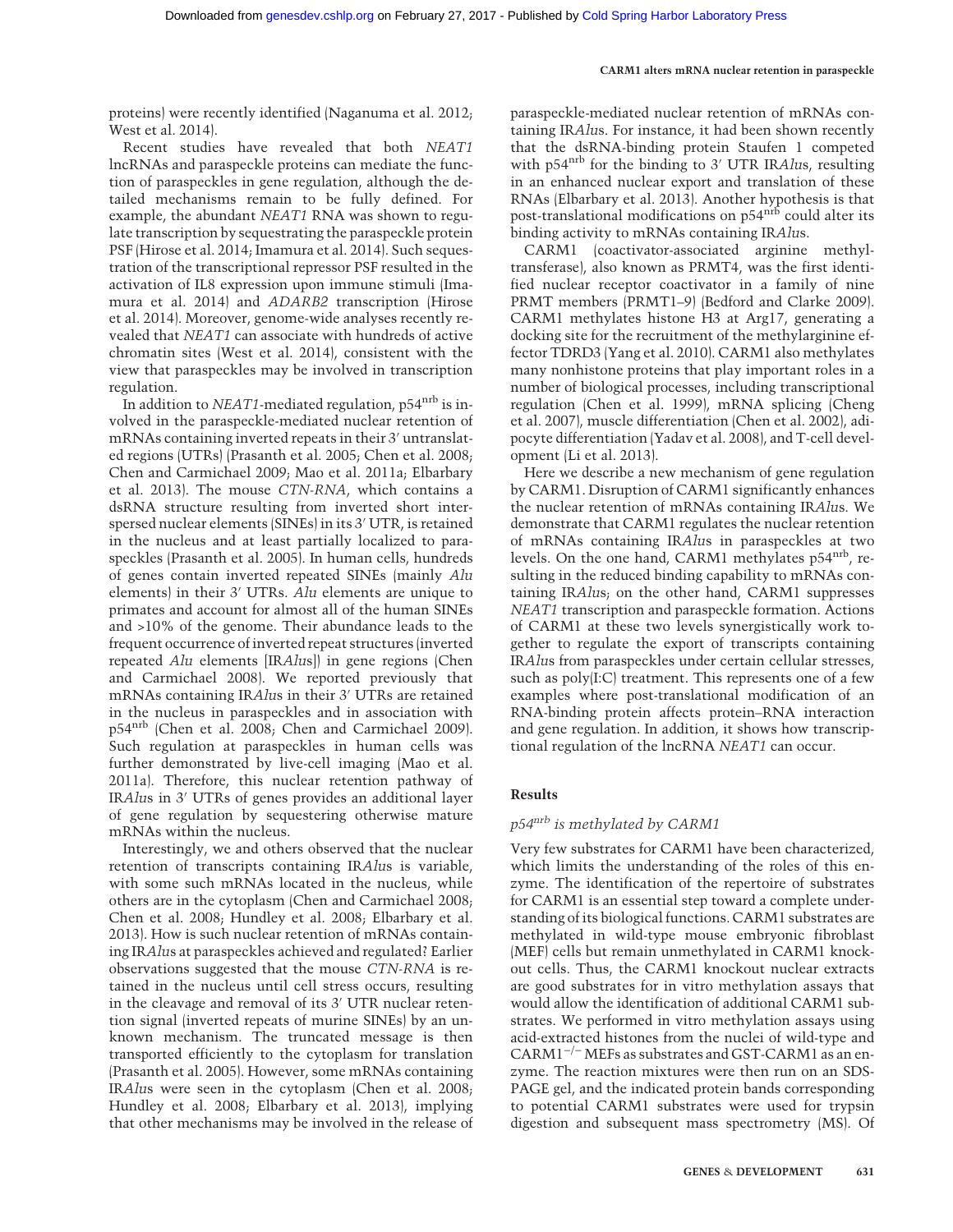proteins) were recently identified (Naganuma et al. 2012; West et al. 2014).

Recent studies have revealed that both *NEAT1* lncRNAs and paraspeckle proteins can mediate the function of paraspeckles in gene regulation, although the detailed mechanisms remain to be fully defined. For example, the abundant *NEAT1* RNA was shown to regulate transcription by sequestrating the paraspeckle protein PSF (Hirose et al. 2014; Imamura et al. 2014). Such sequestration of the transcriptional repressor PSF resulted in the activation of IL8 expression upon immune stimuli (Imamura et al. 2014) and *ADARB2* transcription (Hirose et al. 2014). Moreover, genome-wide analyses recently revealed that *NEAT1* can associate with hundreds of active chromatin sites (West et al. 2014), consistent with the view that paraspeckles may be involved in transcription regulation.

In addition to *NEAT1*-mediated regulation, $p54^{nrb}$ is involved in the paraspeckle-mediated nuclear retention of mRNAs containing inverted repeats in their 3′ untranslated regions (UTRs) (Prasanth et al. 2005; Chen et al. 2008; Chen and Carmichael 2009; Mao et al. 2011a; Elbarbary et al. 2013). The mouse *CTN-RNA*, which contains a dsRNA structure resulting from inverted short interspersed nuclear elements (SINEs) in its 3′ UTR, is retained in the nucleus and at least partially localized to paraspeckles (Prasanth et al. 2005). In human cells, hundreds of genes contain inverted repeated SINEs (mainly *Alu* elements) in their 3′ UTRs. *Alu* elements are unique to primates and account for almost all of the human SINEs and >10% of the genome. Their abundance leads to the frequent occurrence of inverted repeat structures (inverted repeated *Alu* elements [IR*Alu*s]) in gene regions (Chen and Carmichael 2008). We reported previously that mRNAs containing IR*Alu*s in their 3′ UTRs are retained in the nucleus in paraspeckles and in association with $p54^{nrb}$ (Chen et al. 2008; Chen and Carmichael 2009). Such regulation at paraspeckles in human cells was further demonstrated by live-cell imaging (Mao et al. 2011a). Therefore, this nuclear retention pathway of IR*Alu*s in 3′ UTRs of genes provides an additional layer of gene regulation by sequestering otherwise mature mRNAs within the nucleus.

Interestingly, we and others observed that the nuclear retention of transcripts containing IR*Alu*s is variable, with some such mRNAs located in the nucleus, while others are in the cytoplasm (Chen and Carmichael 2008; Chen et al. 2008; Hundley et al. 2008; Elbarbary et al. 2013). How is such nuclear retention of mRNAs containing IR*Alu*s at paraspeckles achieved and regulated? Earlier observations suggested that the mouse *CTN-RNA* is retained in the nucleus until cell stress occurs, resulting in the cleavage and removal of its 3′ UTR nuclear retention signal (inverted repeats of murine SINEs) by an unknown mechanism. The truncated message is then transported efficiently to the cytoplasm for translation (Prasanth et al. 2005). However, some mRNAs containing IR*Alu*s were seen in the cytoplasm (Chen et al. 2008; Hundley et al. 2008; Elbarbary et al. 2013), implying that other mechanisms may be involved in the release of paraspeckle-mediated nuclear retention of mRNAs containing IR*Alu*s. For instance, it had been shown recently that the dsRNA-binding protein Staufen 1 competed with $p54^{nrb}$ for the binding to 3′ UTR IR*Alu*s, resulting in an enhanced nuclear export and translation of these RNAs (Elbarbary et al. 2013). Another hypothesis is that post-translational modifications on $p54^{nrb}$ could alter its binding activity to mRNAs containing IR*Alu*s.

CARM1 (coactivator-associated arginine methyltransferase), also known as PRMT4, was the first identified nuclear receptor coactivator in a family of nine PRMT members (PRMT1–9) (Bedford and Clarke 2009). CARM1 methylates histone H3 at Arg17, generating a docking site for the recruitment of the methylarginine effector TDRD3 (Yang et al. 2010). CARM1 also methylates many nonhistone proteins that play important roles in a number of biological processes, including transcriptional regulation (Chen et al. 1999), mRNA splicing (Cheng et al. 2007), muscle differentiation (Chen et al. 2002), adipocyte differentiation (Yadav et al. 2008), and T-cell development (Li et al. 2013).

Here we describe a new mechanism of gene regulation by CARM1. Disruption of CARM1 significantly enhances the nuclear retention of mRNAs containing IR*Alu*s. We demonstrate that CARM1 regulates the nuclear retention of mRNAs containing IR*Alu*s in paraspeckles at two levels. On the one hand, CARM1 methylates $p54^{nrb}$, resulting in the reduced binding capability to mRNAs containing IR*Alu*s; on the other hand, CARM1 suppresses *NEAT1* transcription and paraspeckle formation. Actions of CARM1 at these two levels synergistically work together to regulate the export of transcripts containing IR*Alu*s from paraspeckles under certain cellular stresses, such as poly(I:C) treatment. This represents one of a few examples where post-translational modification of an RNA-binding protein affects protein–RNA interaction and gene regulation. In addition, it shows how transcriptional regulation of the lncRNA *NEAT1* can occur.

## Results

### *p54^nrb* is methylated by CARM1

Very few substrates for CARM1 have been characterized, which limits the understanding of the roles of this enzyme. The identification of the repertoire of substrates for CARM1 is an essential step toward a complete understanding of its biological functions. CARM1 substrates are methylated in wild-type mouse embryonic fibroblast (MEF) cells but remain unmethylated in CARM1 knockout cells. Thus, the CARM1 knockout nuclear extracts are good substrates for in vitro methylation assays that would allow the identification of additional CARM1 substrates. We performed in vitro methylation assays using acid-extracted histones from the nuclei of wild-type and $CARM1^{-/-}$ MEFs as substrates and GST-CARM1 as an enzyme. The reaction mixtures were then run on an SDS-PAGE gel, and the indicated protein bands corresponding to potential CARM1 substrates were used for trypsin digestion and subsequent mass spectrometry (MS). Of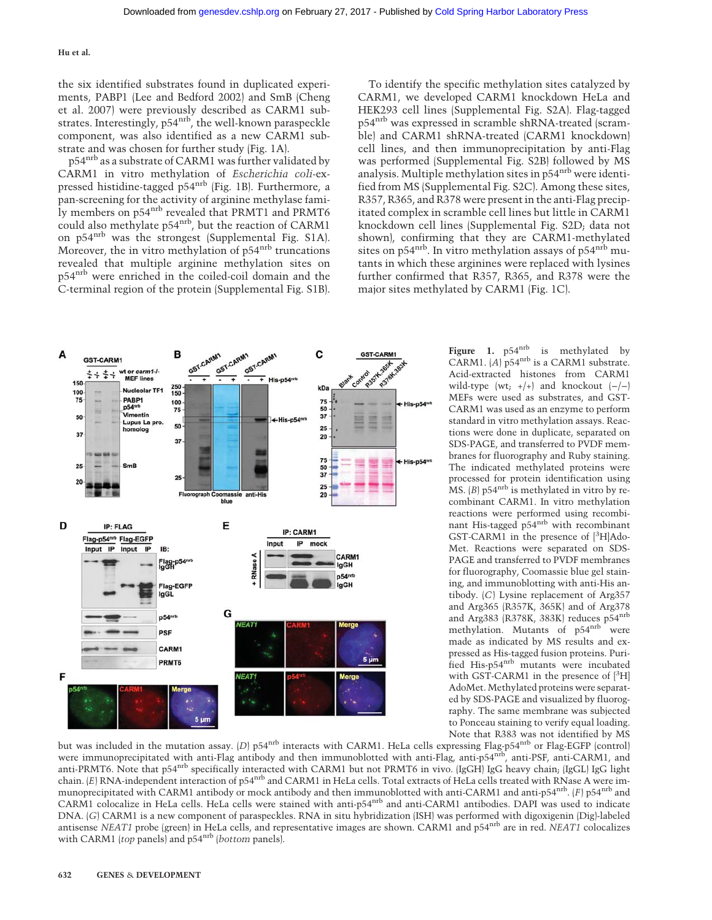the six identified substrates found in duplicated experiments, PABP1 (Lee and Bedford 2002) and SmB (Cheng et al. 2007) were previously described as CARM1 substrates. Interestingly, p54[nrb], the well-known paraspeckle component, was also identified as a new CARM1 substrate and was chosen for further study (Fig. 1A).

p54[nrb] as a substrate of CARM1 was further validated by CARM1 in vitro methylation of *Escherichia coli*-expressed histidine-tagged p54[nrb] (Fig. 1B). Furthermore, a pan-screening for the activity of arginine methylase family members on p54[nrb] revealed that PRMT1 and PRMT6 could also methylate p54[nrb], but the reaction of CARM1 on p54[nrb] was the strongest (Supplemental Fig. S1A). Moreover, the in vitro methylation of p54[nrb] truncations revealed that multiple arginine methylation sites on p54[nrb] were enriched in the coiled-coil domain and the C-terminal region of the protein (Supplemental Fig. S1B).

To identify the specific methylation sites catalyzed by CARM1, we developed CARM1 knockdown HeLa and HEK293 cell lines (Supplemental Fig. S2A). Flag-tagged p54[nrb] was expressed in scramble shRNA-treated (scramble) and CARM1 shRNA-treated (CARM1 knockdown) cell lines, and then immunoprecipitation by anti-Flag was performed (Supplemental Fig. S2B) followed by MS analysis. Multiple methylation sites in p54[nrb] were identified from MS (Supplemental Fig. S2C). Among these sites, R357, R365, and R378 were present in the anti-Flag precipitated complex in scramble cell lines but little in CARM1 knockdown cell lines (Supplemental Fig. S2D; data not shown), confirming that they are CARM1-methylated sites on p54[nrb]. In vitro methylation assays of p54[nrb] mutants in which these arginines were replaced with lysines further confirmed that R357, R365, and R378 were the major sites methylated by CARM1 (Fig. 1C).

**Figure 1.** p54[nrb] is methylated by CARM1. (*A*) p54[nrb] is a CARM1 substrate. Acid-extracted histones from CARM1 wild-type (wt; +/+) and knockout (−/−) MEFs were used as substrates, and GST-CARM1 was used as an enzyme to perform standard in vitro methylation assays. Reactions were done in duplicate, separated on SDS-PAGE, and transferred to PVDF membranes for fluorography and Ruby staining. The indicated methylated proteins were processed for protein identification using MS. (*B*) p54[nrb] is methylated in vitro by recombinant CARM1. In vitro methylation reactions were performed using recombinant His-tagged p54[nrb] with recombinant GST-CARM1 in the presence of [$^{3}$H]AdoMet. Reactions were separated on SDS-PAGE and transferred to PVDF membranes for fluorography, Coomassie blue gel staining, and immunoblotting with anti-His antibody. (*C*) Lysine replacement of Arg357 and Arg365 (R357K, 365K) and of Arg378 and Arg383 (R378K, 383K) reduces p54[nrb] methylation. Mutants of p54[nrb] were made as indicated by MS results and expressed as His-tagged fusion proteins. Purified His-p54[nrb] mutants were incubated with GST-CARM1 in the presence of [$^{3}$H]AdoMet. Methylated proteins were separated by SDS-PAGE and visualized by fluorography. The same membrane was subjected to Ponceau staining to verify equal loading. Note that R383 was not identified by MS but was included in the mutation assay. (*D*) p54[nrb] interacts with CARM1. HeLa cells expressing Flag-p54[nrb] or Flag-EGFP (control) were immunoprecipitated with anti-Flag antibody and then immunoblotted with anti-Flag, anti-p54[nrb], anti-PSF, anti-CARM1, and anti-PRMT6. Note that p54[nrb] specifically interacted with CARM1 but not PRMT6 in vivo. (IgGH) IgG heavy chain; (IgGL) IgG light chain. (*E*) RNA-independent interaction of p54[nrb] and CARM1 in HeLa cells. Total extracts of HeLa cells treated with RNase A were immunoprecipitated with CARM1 antibody or mock antibody and then immunoblotted with anti-CARM1 and anti-p54[nrb]. (*F*) p54[nrb] and CARM1 colocalize in HeLa cells. HeLa cells were stained with anti-p54[nrb] and anti-CARM1 antibodies. DAPI was used to indicate DNA. (*G*) CARM1 is a new component of paraspeckles. RNA in situ hybridization (ISH) was performed with digoxigenin (Dig)-labeled antisense *NEAT1* probe (green) in HeLa cells, and representative images are shown. CARM1 and p54[nrb] are in red. *NEAT1* colocalizes with CARM1 (*top* panels) and p54[nrb] (*bottom* panels).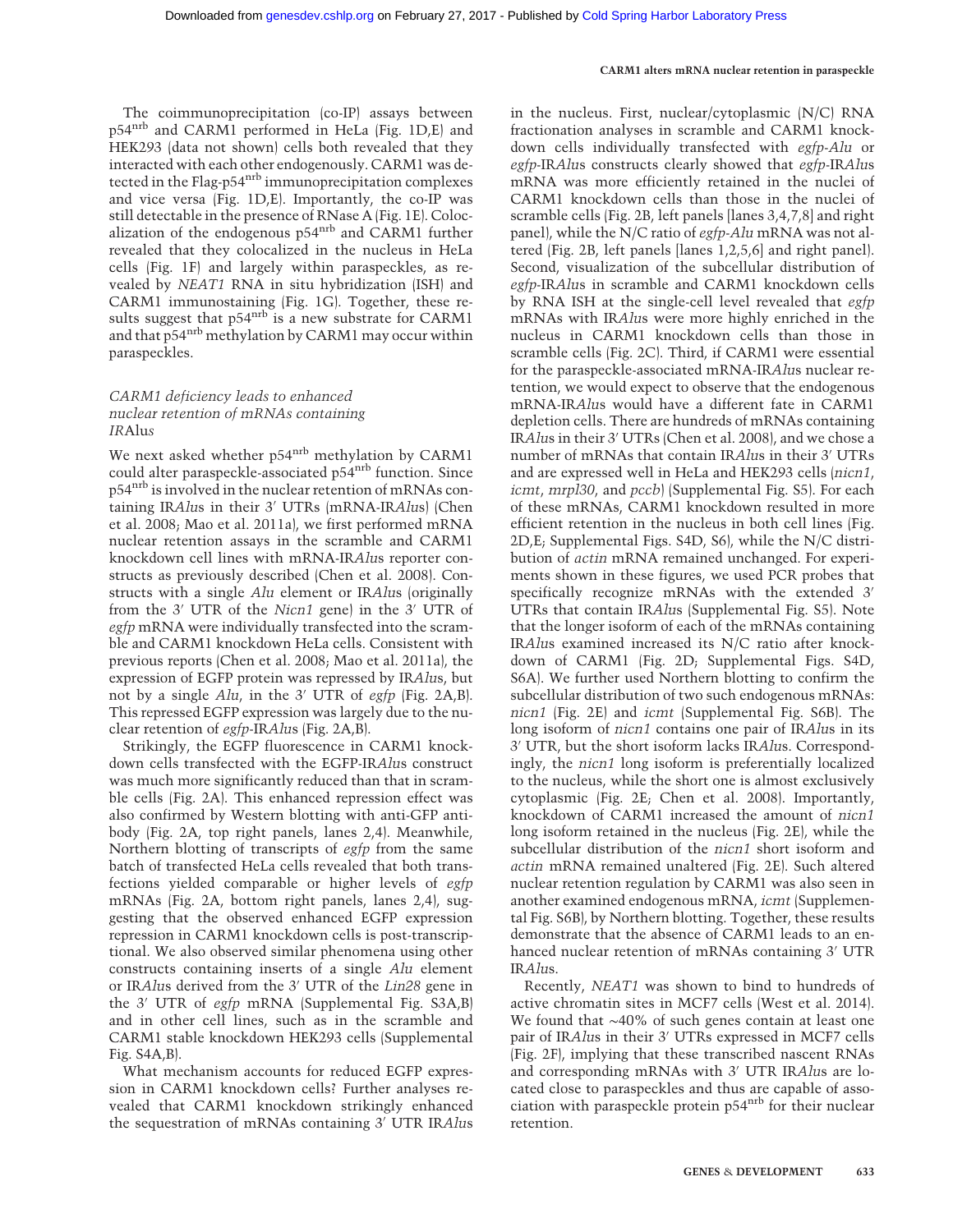The coimmunoprecipitation (co-IP) assays between p54[nrb] and CARM1 performed in HeLa (Fig. 1D,E) and HEK293 (data not shown) cells both revealed that they interacted with each other endogenously. CARM1 was detected in the Flag-p54[nrb] immunoprecipitation complexes and vice versa (Fig. 1D,E). Importantly, the co-IP was still detectable in the presence of RNase A (Fig. 1E). Colocalization of the endogenous p54[nrb] and CARM1 further revealed that they colocalized in the nucleus in HeLa cells (Fig. 1F) and largely within paraspeckles, as revealed by *NEAT1* RNA in situ hybridization (ISH) and CARM1 immunostaining (Fig. 1G). Together, these results suggest that p54[nrb] is a new substrate for CARM1 and that p54[nrb] methylation by CARM1 may occur within paraspeckles.

### *CARM1 deficiency leads to enhanced nuclear retention of mRNAs containing IR*Alu*s*

We next asked whether p54[nrb] methylation by CARM1 could alter paraspeckle-associated p54[nrb] function. Since p54[nrb] is involved in the nuclear retention of mRNAs containing IR*Alu*s in their 3′ UTRs (mRNA-IR*Alu*s) (Chen et al. 2008; Mao et al. 2011a), we first performed mRNA nuclear retention assays in the scramble and CARM1 knockdown cell lines with mRNA-IR*Alu*s reporter constructs as previously described (Chen et al. 2008). Constructs with a single *Alu* element or IR*Alu*s (originally from the 3′ UTR of the *Nicn1* gene) in the 3′ UTR of *egfp* mRNA were individually transfected into the scramble and CARM1 knockdown HeLa cells. Consistent with previous reports (Chen et al. 2008; Mao et al. 2011a), the expression of EGFP protein was repressed by IR*Alu*s, but not by a single *Alu*, in the 3′ UTR of *egfp* (Fig. 2A,B). This repressed EGFP expression was largely due to the nuclear retention of *egfp*-IR*Alu*s (Fig. 2A,B).

Strikingly, the EGFP fluorescence in CARM1 knockdown cells transfected with the EGFP-IR*Alu*s construct was much more significantly reduced than that in scramble cells (Fig. 2A). This enhanced repression effect was also confirmed by Western blotting with anti-GFP antibody (Fig. 2A, top right panels, lanes 2,4). Meanwhile, Northern blotting of transcripts of *egfp* from the same batch of transfected HeLa cells revealed that both transfections yielded comparable or higher levels of *egfp* mRNAs (Fig. 2A, bottom right panels, lanes 2,4), suggesting that the observed enhanced EGFP expression repression in CARM1 knockdown cells is post-transcriptional. We also observed similar phenomena using other constructs containing inserts of a single *Alu* element or IR*Alu*s derived from the 3′ UTR of the *Lin28* gene in the 3′ UTR of *egfp* mRNA (Supplemental Fig. S3A,B) and in other cell lines, such as in the scramble and CARM1 stable knockdown HEK293 cells (Supplemental Fig. S4A,B).

What mechanism accounts for reduced EGFP expression in CARM1 knockdown cells? Further analyses revealed that CARM1 knockdown strikingly enhanced the sequestration of mRNAs containing 3′ UTR IR*Alu*s in the nucleus. First, nuclear/cytoplasmic (N/C) RNA fractionation analyses in scramble and CARM1 knockdown cells individually transfected with *egfp-Alu* or *egfp*-IR*Alu*s constructs clearly showed that *egfp*-IR*Alu*s mRNA was more efficiently retained in the nuclei of CARM1 knockdown cells than those in the nuclei of scramble cells (Fig. 2B, left panels [lanes 3,4,7,8] and right panel), while the N/C ratio of *egfp-Alu* mRNA was not altered (Fig. 2B, left panels [lanes 1,2,5,6] and right panel). Second, visualization of the subcellular distribution of *egfp*-IR*Alu*s in scramble and CARM1 knockdown cells by RNA ISH at the single-cell level revealed that *egfp* mRNAs with IR*Alu*s were more highly enriched in the nucleus in CARM1 knockdown cells than those in scramble cells (Fig. 2C). Third, if CARM1 were essential for the paraspeckle-associated mRNA-IR*Alu*s nuclear retention, we would expect to observe that the endogenous mRNA-IR*Alu*s would have a different fate in CARM1 depletion cells. There are hundreds of mRNAs containing IR*Alu*s in their 3′ UTRs (Chen et al. 2008), and we chose a number of mRNAs that contain IR*Alu*s in their 3′ UTRs and are expressed well in HeLa and HEK293 cells (*nicn1*, *icmt*, *mrpl30*, and *pccb*) (Supplemental Fig. S5). For each of these mRNAs, CARM1 knockdown resulted in more efficient retention in the nucleus in both cell lines (Fig. 2D,E; Supplemental Figs. S4D, S6), while the N/C distribution of *actin* mRNA remained unchanged. For experiments shown in these figures, we used PCR probes that specifically recognize mRNAs with the extended 3′ UTRs that contain IR*Alu*s (Supplemental Fig. S5). Note that the longer isoform of each of the mRNAs containing IR*Alu*s examined increased its N/C ratio after knockdown of CARM1 (Fig. 2D; Supplemental Figs. S4D, S6A). We further used Northern blotting to confirm the subcellular distribution of two such endogenous mRNAs: *nicn1* (Fig. 2E) and *icmt* (Supplemental Fig. S6B). The long isoform of *nicn1* contains one pair of IR*Alu*s in its 3′ UTR, but the short isoform lacks IR*Alu*s. Correspondingly, the *nicn1* long isoform is preferentially localized to the nucleus, while the short one is almost exclusively cytoplasmic (Fig. 2E; Chen et al. 2008). Importantly, knockdown of CARM1 increased the amount of *nicn1* long isoform retained in the nucleus (Fig. 2E), while the subcellular distribution of the *nicn1* short isoform and *actin* mRNA remained unaltered (Fig. 2E). Such altered nuclear retention regulation by CARM1 was also seen in another examined endogenous mRNA, *icmt* (Supplemental Fig. S6B), by Northern blotting. Together, these results demonstrate that the absence of CARM1 leads to an enhanced nuclear retention of mRNAs containing 3′ UTR IR*Alu*s.

Recently, *NEAT1* was shown to bind to hundreds of active chromatin sites in MCF7 cells (West et al. 2014). We found that ∼40% of such genes contain at least one pair of IR*Alu*s in their 3′ UTRs expressed in MCF7 cells (Fig. 2F), implying that these transcribed nascent RNAs and corresponding mRNAs with 3′ UTR IR*Alu*s are located close to paraspeckles and thus are capable of association with paraspeckle protein p54[nrb] for their nuclear retention.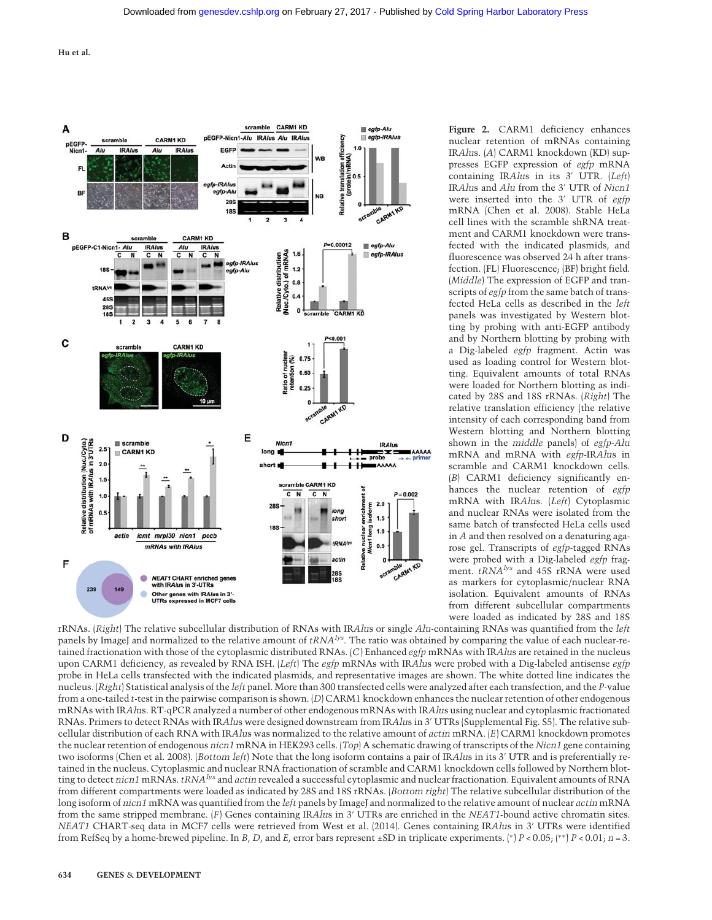**Figure 2.** CARM1 deficiency enhances nuclear retention of mRNAs containing IR*Alu*s. (*A*) CARM1 knockdown (KD) suppresses EGFP expression of *egfp* mRNA containing IR*Alu*s in its 3′ UTR. (*Left*) IR*Alu*s and *Alu* from the 3′ UTR of *Nicn1* were inserted into the 3′ UTR of *egfp* mRNA (Chen et al. 2008). Stable HeLa cell lines with the scramble shRNA treatment and CARM1 knockdown were transfected with the indicated plasmids, and fluorescence was observed 24 h after transfection. (FL) Fluorescence; (BF) bright field. (*Middle*) The expression of EGFP and transcripts of *egfp* from the same batch of transfected HeLa cells as described in the *left* panels was investigated by Western blotting by probing with anti-EGFP antibody and by Northern blotting by probing with a Dig-labeled *egfp* fragment. Actin was used as loading control for Western blotting. Equivalent amounts of total RNAs were loaded for Northern blotting as indicated by 28S and 18S rRNAs. (*Right*) The relative translation efficiency (the relative intensity of each corresponding band from Western blotting and Northern blotting shown in the *middle* panels) of *egfp-Alu* mRNA and mRNA with *egfp*-IR*Alu*s in scramble and CARM1 knockdown cells. (*B*) CARM1 deficiency significantly enhances the nuclear retention of *egfp* mRNA with IR*Alu*s. (*Left*) Cytoplasmic and nuclear RNAs were isolated from the same batch of transfected HeLa cells used in *A* and then resolved on a denaturing agarose gel. Transcripts of *egfp*-tagged RNAs were probed with a Dig-labeled *egfp* fragment. *tRNA*$^{lys}$ and 45S rRNA were used as markers for cytoplasmic/nuclear RNA isolation. Equivalent amounts of RNAs from different subcellular compartments were loaded as indicated by 28S and 18S rRNAs. (*Right*) The relative subcellular distribution of RNAs with IR*Alu*s or single *Alu*-containing RNAs was quantified from the *left* panels by ImageJ and normalized to the relative amount of *tRNA*$^{lys}$. The ratio was obtained by comparing the value of each nuclear-retained fractionation with those of the cytoplasmic distributed RNAs. (*C*) Enhanced *egfp* mRNAs with IR*Alu*s are retained in the nucleus upon CARM1 deficiency, as revealed by RNA ISH. (*Left*) The *egfp* mRNAs with IR*Alu*s were probed with a Dig-labeled antisense *egfp* probe in HeLa cells transfected with the indicated plasmids, and representative images are shown. The white dotted line indicates the nucleus. (*Right*) Statistical analysis of the *left* panel. More than 300 transfected cells were analyzed after each transfection, and the *P*-value from a one-tailed *t*-test in the pairwise comparison is shown. (*D*) CARM1 knockdown enhances the nuclear retention of other endogenous mRNAs with IR*Alu*s. RT-qPCR analyzed a number of other endogenous mRNAs with IR*Alu*s using nuclear and cytoplasmic fractionated RNAs. Primers to detect RNAs with IR*Alu*s were designed downstream from IR*Alu*s in 3′ UTRs (Supplemental Fig. S5). The relative subcellular distribution of each RNA with IR*Alu*s was normalized to the relative amount of *actin* mRNA. (*E*) CARM1 knockdown promotes the nuclear retention of endogenous *nicn1* mRNA in HEK293 cells. (*Top*) A schematic drawing of transcripts of the *Nicn1* gene containing two isoforms (Chen et al. 2008). (*Bottom left*) Note that the long isoform contains a pair of IR*Alu*s in its 3′ UTR and is preferentially retained in the nucleus. Cytoplasmic and nuclear RNA fractionation of scramble and CARM1 knockdown cells followed by Northern blotting to detect *nicn1* mRNAs. *tRNA*$^{lys}$ and *actin* revealed a successful cytoplasmic and nuclear fractionation. Equivalent amounts of RNA from different compartments were loaded as indicated by 28S and 18S rRNAs. (*Bottom right*) The relative subcellular distribution of the long isoform of *nicn1* mRNA was quantified from the *left* panels by ImageJ and normalized to the relative amount of nuclear *actin* mRNA from the same stripped membrane. (*F*) Genes containing IR*Alu*s in 3′ UTRs are enriched in the *NEAT1*-bound active chromatin sites. *NEAT1* CHART-seq data in MCF7 cells were retrieved from West et al. (2014). Genes containing IR*Alu*s in 3′ UTRs were identified from RefSeq by a home-brewed pipeline. In *B*, *D*, and *E*, error bars represent ±SD in triplicate experiments. (*) $P < 0.05$; (**) $P < 0.01$; $n = 3$.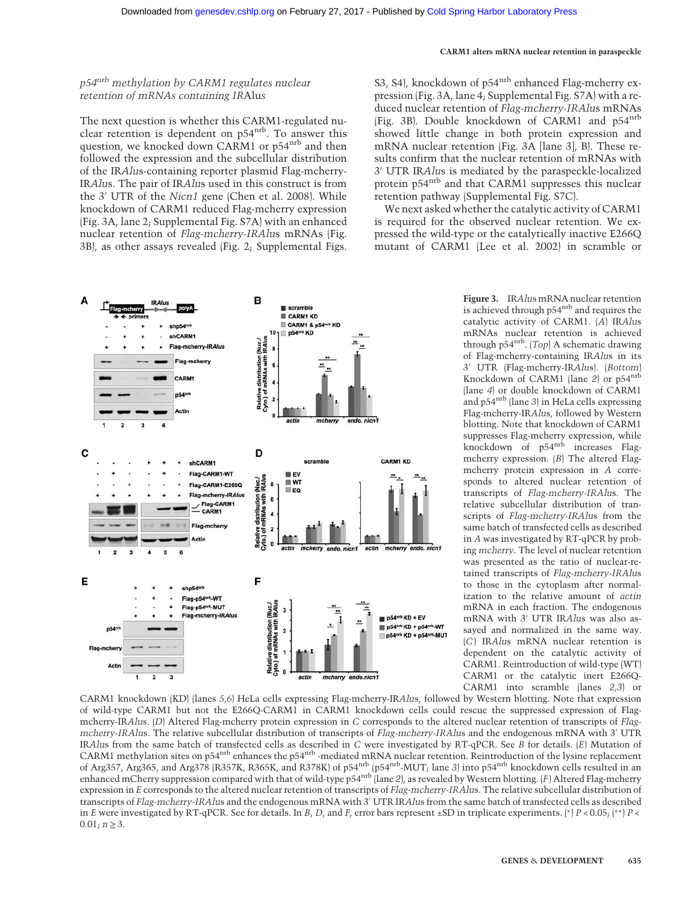### $p54^{nrb}$ methylation by CARM1 regulates nuclear retention of mRNAs containing IR*Alu*s

The next question is whether this CARM1-regulated nuclear retention is dependent on $p54^{nrb}$. To answer this question, we knocked down CARM1 or $p54^{nrb}$ and then followed the expression and the subcellular distribution of the IR*Alu*s-containing reporter plasmid Flag-mcherry-IR*Alu*s. The pair of IR*Alu*s used in this construct is from the 3′ UTR of the *Nicn1* gene (Chen et al. 2008). While knockdown of CARM1 reduced Flag-mcherry expression (Fig. 3A, lane 2; Supplemental Fig. S7A) with an enhanced nuclear retention of *Flag-mcherry-IRAlus* mRNAs (Fig. 3B), as other assays revealed (Fig. 2; Supplemental Figs. S3, S4), knockdown of $p54^{nrb}$ enhanced Flag-mcherry expression (Fig. 3A, lane 4; Supplemental Fig. S7A) with a reduced nuclear retention of *Flag-mcherry-IRAlus* mRNAs (Fig. 3B). Double knockdown of CARM1 and $p54^{nrb}$ showed little change in both protein expression and mRNA nuclear retention (Fig. 3A [lane 3], B). These results confirm that the nuclear retention of mRNAs with 3′ UTR IR*Alu*s is mediated by the paraspeckle-localized protein $p54^{nrb}$ and that CARM1 suppresses this nuclear retention pathway (Supplemental Fig. S7C).

We next asked whether the catalytic activity of CARM1 is required for the observed nuclear retention. We expressed the wild-type or the catalytically inactive E266Q mutant of CARM1 (Lee et al. 2002) in scramble or

**Figure 3.** IR*Alu*s mRNA nuclear retention is achieved through $p54^{nrb}$ and requires the catalytic activity of CARM1. (*A*) IR*Alu*s mRNAs nuclear retention is achieved through $p54^{nrb}$. (*Top*) A schematic drawing of Flag-mcherry-containing IR*Alu*s in its 3′ UTR (Flag-mcherry-IR*Alu*s). (*Bottom*) Knockdown of CARM1 (lane *2*) or $p54^{nrb}$ (lane *4*) or double knockdown of CARM1 and $p54^{nrb}$ (lane *3*) in HeLa cells expressing Flag-mcherry-IR*Alu*s, followed by Western blotting. Note that knockdown of CARM1 suppresses Flag-mcherry expression, while knockdown of $p54^{nrb}$ increases Flag-mcherry expression. (*B*) The altered Flag-mcherry protein expression in *A* corresponds to altered nuclear retention of transcripts of *Flag-mcherry-IRAlus*. The relative subcellular distribution of transcripts of *Flag-mcherry-IRAlus* from the same batch of transfected cells as described in *A* was investigated by RT-qPCR by probing *mcherry*. The level of nuclear retention was presented as the ratio of nuclear-retained transcripts of *Flag-mcherry-IRAlus* to those in the cytoplasm after normalization to the relative amount of *actin* mRNA in each fraction. The endogenous mRNA with 3′ UTR IR*Alu*s was also assayed and normalized in the same way. (*C*) IR*Alu*s mRNA nuclear retention is dependent on the catalytic activity of CARM1. Reintroduction of wild-type (WT) CARM1 or the catalytic inert E266Q-CARM1 into scramble (lanes *2*,*3*) or CARM1 knockdown (KD) (lanes *5*,*6*) HeLa cells expressing Flag-mcherry-IR*Alu*s, followed by Western blotting. Note that expression of wild-type CARM1 but not the E266Q-CARM1 in CARM1 knockdown cells could rescue the suppressed expression of Flag-mcherry-IR*Alu*s. (*D*) Altered Flag-mcherry protein expression in *C* corresponds to the altered nuclear retention of transcripts of *Flag-mcherry-IRAlus*. The relative subcellular distribution of transcripts of *Flag-mcherry-IRAlus* and the endogenous mRNA with 3′ UTR IR*Alu*s from the same batch of transfected cells as described in *C* were investigated by RT-qPCR. See *B* for details. (*E*) Mutation of CARM1 methylation sites on $p54^{nrb}$ enhances the $p54^{nrb}$ -mediated mRNA nuclear retention. Reintroduction of the lysine replacement of Arg357, Arg365, and Arg378 (R357K, R365K, and R378K) of $p54^{nrb}$ ($p54^{nrb}$-MUT; lane *3*) into $p54^{nrb}$ knockdown cells resulted in an enhanced mCherry suppression compared with that of wild-type $p54^{nrb}$ (lane *2*), as revealed by Western blotting. (*F*) Altered Flag-mcherry expression in *E* corresponds to the altered nuclear retention of transcripts of *Flag-mcherry-IRAlus*. The relative subcellular distribution of transcripts of *Flag-mcherry-IRAlus* and the endogenous mRNA with 3′ UTR IR*Alu*s from the same batch of transfected cells as described in *E* were investigated by RT-qPCR. See for details. In *B*, *D*, and *F*, error bars represent ±SD in triplicate experiments. (*) $P < 0.05$; (**) $P < 0.01$; $n \geq 3$.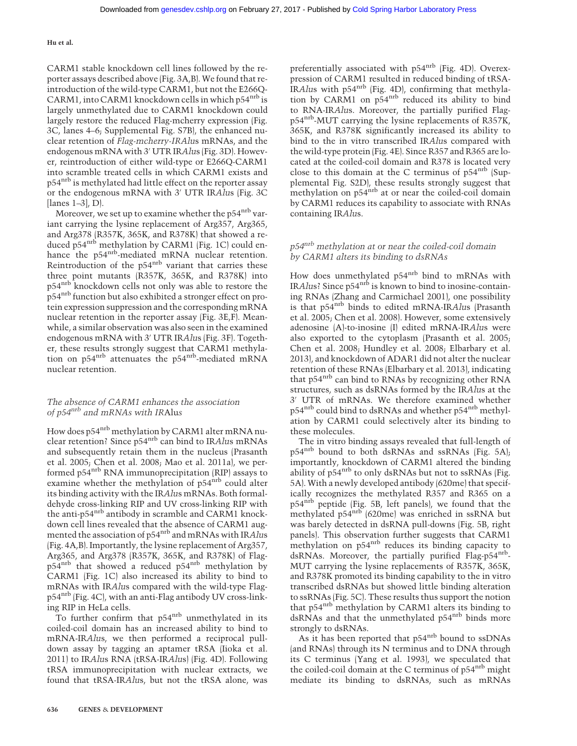CARM1 stable knockdown cell lines followed by the reporter assays described above (Fig. 3A,B). We found that reintroduction of the wild-type CARM1, but not the E266Q-CARM1, into CARM1 knockdown cells in which p54[nrb] is largely unmethylated due to CARM1 knockdown could largely restore the reduced Flag-mcherry expression (Fig. 3C, lanes 4–6; Supplemental Fig. S7B), the enhanced nuclear retention of *Flag-mcherry-IRAlu*s mRNAs, and the endogenous mRNA with 3′ UTR IR*Alu*s (Fig. 3D). However, reintroduction of either wild-type or E266Q-CARM1 into scramble treated cells in which CARM1 exists and p54[nrb] is methylated had little effect on the reporter assay or the endogenous mRNA with 3′ UTR IR*Alu*s (Fig. 3C [lanes 1–3], D).

Moreover, we set up to examine whether the p54[nrb] variant carrying the lysine replacement of Arg357, Arg365, and Arg378 (R357K, 365K, and R378K) that showed a reduced p54[nrb] methylation by CARM1 (Fig. 1C) could enhance the p54[nrb]-mediated mRNA nuclear retention. Reintroduction of the p54[nrb] variant that carries these three point mutants (R357K, 365K, and R378K) into p54[nrb] knockdown cells not only was able to restore the p54[nrb] function but also exhibited a stronger effect on protein expression suppression and the corresponding mRNA nuclear retention in the reporter assay (Fig. 3E,F). Meanwhile, a similar observation was also seen in the examined endogenous mRNA with 3′ UTR IR*Alu*s (Fig. 3F). Together, these results strongly suggest that CARM1 methylation on p54[nrb] attenuates the p54[nrb]-mediated mRNA nuclear retention.

### *The absence of CARM1 enhances the association of p54[nrb] and mRNAs with IRAlus*

How does p54[nrb] methylation by CARM1 alter mRNA nuclear retention? Since p54[nrb] can bind to IR*Alu*s mRNAs and subsequently retain them in the nucleus (Prasanth et al. 2005; Chen et al. 2008; Mao et al. 2011a), we performed p54[nrb] RNA immunoprecipitation (RIP) assays to examine whether the methylation of p54[nrb] could alter its binding activity with the IR*Alu*s mRNAs. Both formaldehyde cross-linking RIP and UV cross-linking RIP with the anti-p54[nrb] antibody in scramble and CARM1 knockdown cell lines revealed that the absence of CARM1 augmented the association of p54[nrb] and mRNAs with IR*Alu*s (Fig. 4A,B). Importantly, the lysine replacement of Arg357, Arg365, and Arg378 (R357K, 365K, and R378K) of Flag-p54[nrb] that showed a reduced p54[nrb] methylation by CARM1 (Fig. 1C) also increased its ability to bind to mRNAs with IR*Alu*s compared with the wild-type Flag-p54[nrb] (Fig. 4C), with an anti-Flag antibody UV cross-linking RIP in HeLa cells.

To further confirm that p54[nrb] unmethylated in its coiled-coil domain has an increased ability to bind to mRNA-IR*Alu*s, we then performed a reciprocal pull-down assay by tagging an aptamer tRSA (Iioka et al. 2011) to IR*Alu*s RNA (tRSA-IR*Alu*s) (Fig. 4D). Following tRSA immunoprecipitation with nuclear extracts, we found that tRSA-IR*Alu*s, but not the tRSA alone, was preferentially associated with p54[nrb] (Fig. 4D). Overexpression of CARM1 resulted in reduced binding of tRSA-IR*Alu*s with p54[nrb] (Fig. 4D), confirming that methylation by CARM1 on p54[nrb] reduced its ability to bind to RNA-IR*Alu*s. Moreover, the partially purified Flag-p54[nrb]-MUT carrying the lysine replacements of R357K, 365K, and R378K significantly increased its ability to bind to the in vitro transcribed IR*Alu*s compared with the wild-type protein (Fig. 4E). Since R357 and R365 are located at the coiled-coil domain and R378 is located very close to this domain at the C terminus of p54[nrb] (Supplemental Fig. S2D), these results strongly suggest that methylation on p54[nrb] at or near the coiled-coil domain by CARM1 reduces its capability to associate with RNAs containing IR*Alu*s.

### *p54[nrb] methylation at or near the coiled-coil domain by CARM1 alters its binding to dsRNAs*

How does unmethylated p54[nrb] bind to mRNAs with IR*Alu*s? Since p54[nrb] is known to bind to inosine-containing RNAs (Zhang and Carmichael 2001), one possibility is that p54[nrb] binds to edited mRNA-IR*Alu*s (Prasanth et al. 2005; Chen et al. 2008). However, some extensively adenosine (A)-to-inosine (I) edited mRNA-IR*Alu*s were also exported to the cytoplasm (Prasanth et al. 2005; Chen et al. 2008; Hundley et al. 2008; Elbarbary et al. 2013), and knockdown of ADAR1 did not alter the nuclear retention of these RNAs (Elbarbary et al. 2013), indicating that p54[nrb] can bind to RNAs by recognizing other RNA structures, such as dsRNAs formed by the IR*Alu*s at the 3′ UTR of mRNAs. We therefore examined whether p54[nrb] could bind to dsRNAs and whether p54[nrb] methylation by CARM1 could selectively alter its binding to these molecules.

The in vitro binding assays revealed that full-length of p54[nrb] bound to both dsRNAs and ssRNAs (Fig. 5A); importantly, knockdown of CARM1 altered the binding ability of p54[nrb] to only dsRNAs but not to ssRNAs (Fig. 5A). With a newly developed antibody (620me) that specifically recognizes the methylated R357 and R365 on a p54[nrb] peptide (Fig. 5B, left panels), we found that the methylated p54[nrb] (620me) was enriched in ssRNA but was barely detected in dsRNA pull-downs (Fig. 5B, right panels). This observation further suggests that CARM1 methylation on p54[nrb] reduces its binding capacity to dsRNAs. Moreover, the partially purified Flag-p54[nrb]-MUT carrying the lysine replacements of R357K, 365K, and R378K promoted its binding capability to the in vitro transcribed dsRNAs but showed little binding alteration to ssRNAs (Fig. 5C). These results thus support the notion that p54[nrb] methylation by CARM1 alters its binding to dsRNAs and that the unmethylated p54[nrb] binds more strongly to dsRNAs.

As it has been reported that p54[nrb] bound to ssDNAs (and RNAs) through its N terminus and to DNA through its C terminus (Yang et al. 1993), we speculated that the coiled-coil domain at the C terminus of p54[nrb] might mediate its binding to dsRNAs, such as mRNAs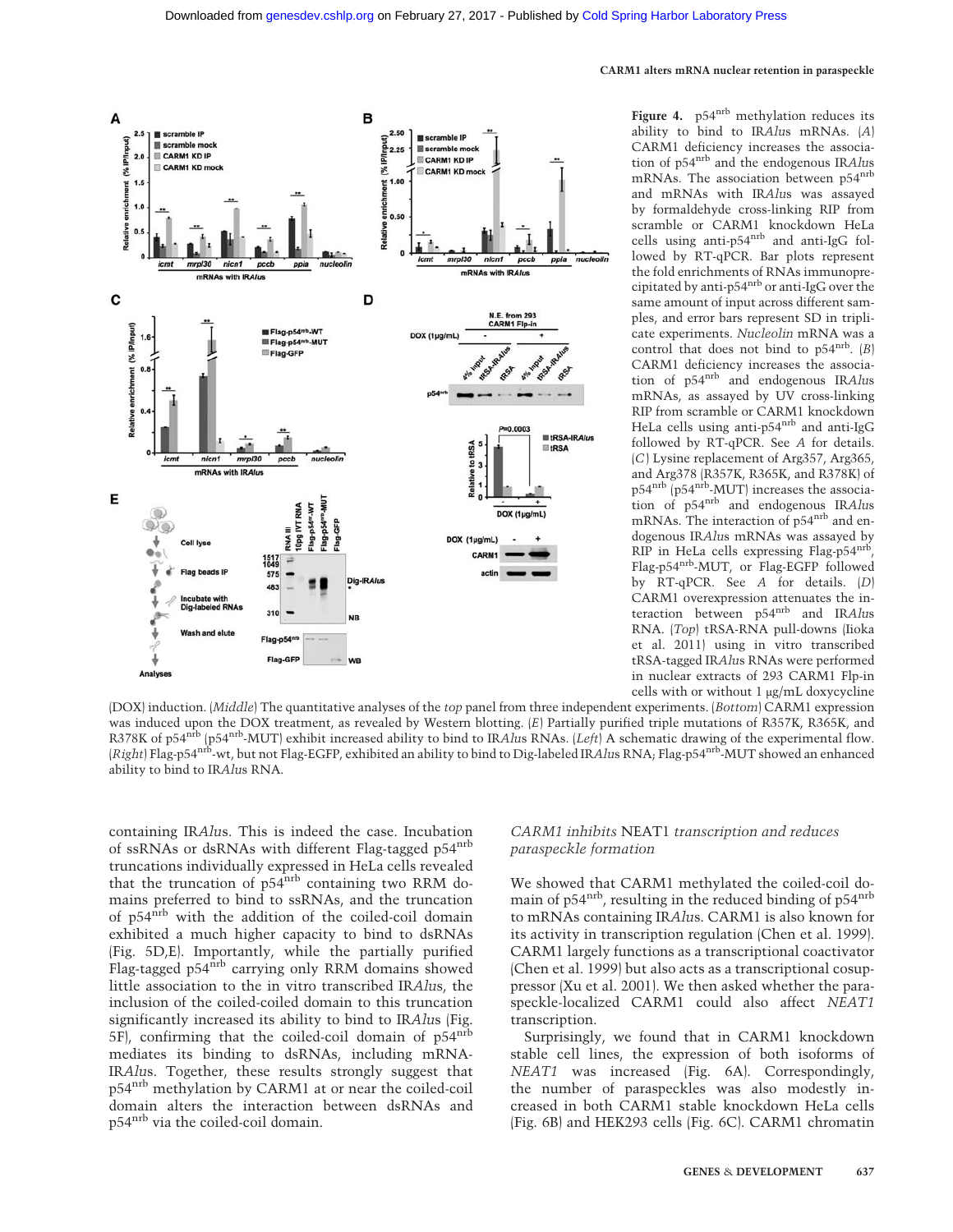**Figure 4.** $p54^{nrb}$ methylation reduces its ability to bind to IR*Alu*s mRNAs. (*A*) CARM1 deficiency increases the association of $p54^{nrb}$ and the endogenous IR*Alu*s mRNAs. The association between $p54^{nrb}$ and mRNAs with IR*Alu*s was assayed by formaldehyde cross-linking RIP from scramble or CARM1 knockdown HeLa cells using anti-$p54^{nrb}$ and anti-IgG followed by RT-qPCR. Bar plots represent the fold enrichments of RNAs immunoprecipitated by anti-$p54^{nrb}$ or anti-IgG over the same amount of input across different samples, and error bars represent SD in triplicate experiments. *Nucleolin* mRNA was a control that does not bind to $p54^{nrb}$. (*B*) CARM1 deficiency increases the association of $p54^{nrb}$ and endogenous IR*Alu*s mRNAs, as assayed by UV cross-linking RIP from scramble or CARM1 knockdown HeLa cells using anti-$p54^{nrb}$ and anti-IgG followed by RT-qPCR. See *A* for details. (*C*) Lysine replacement of Arg357, Arg365, and Arg378 (R357K, R365K, and R378K) of $p54^{nrb}$ ($p54^{nrb}$-MUT) increases the association of $p54^{nrb}$ and endogenous IR*Alu*s mRNAs. The interaction of $p54^{nrb}$ and endogenous IR*Alu*s mRNA was assayed by RIP in HeLa cells expressing Flag-$p54^{nrb}$, Flag-$p54^{nrb}$-MUT, or Flag-EGFP followed by RT-qPCR. See *A* for details. (*D*) CARM1 overexpression attenuates the interaction between $p54^{nrb}$ and IR*Alu*s RNA. (*Top*) tRSA-RNA pull-downs (Iioka et al. 2011) using in vitro transcribed tRSA-tagged IR*Alu*s RNAs were performed in nuclear extracts of 293 CARM1 Flp-in cells with or without 1 μg/mL doxycycline (DOX) induction. (*Middle*) The quantitative analyses of the *top* panel from three independent experiments. (*Bottom*) CARM1 expression was induced upon the DOX treatment, as revealed by Western blotting. (*E*) Partially purified triple mutations of R357K, R365K, and R378K of $p54^{nrb}$ ($p54^{nrb}$-MUT) exhibit increased ability to bind to IR*Alu*s RNAs. (*Left*) A schematic drawing of the experimental flow. (*Right*) Flag-$p54^{nrb}$-wt, but not Flag-EGFP, exhibited an ability to bind to Dig-labeled IR*Alu*s RNA; Flag-$p54^{nrb}$-MUT showed an enhanced ability to bind to IR*Alu*s RNA.

containing IR*Alu*s. This is indeed the case. Incubation of ssRNAs or dsRNAs with different Flag-tagged $p54^{nrb}$ truncations individually expressed in HeLa cells revealed that the truncation of $p54^{nrb}$ containing two RRM domains preferred to bind to ssRNAs, and the truncation of $p54^{nrb}$ with the addition of the coiled-coil domain exhibited a much higher capacity to bind to dsRNAs (Fig. 5D,E). Importantly, while the partially purified Flag-tagged $p54^{nrb}$ carrying only RRM domains showed little association to the in vitro transcribed IR*Alu*s, the inclusion of the coiled-coiled domain to this truncation significantly increased its ability to bind to IR*Alu*s (Fig. 5F), confirming that the coiled-coil domain of $p54^{nrb}$ mediates its binding to dsRNAs, including mRNA-IR*Alu*s. Together, these results strongly suggest that $p54^{nrb}$ methylation by CARM1 at or near the coiled-coil domain alters the interaction between dsRNAs and $p54^{nrb}$ via the coiled-coil domain.

### *CARM1 inhibits* NEAT1 *transcription and reduces paraspeckle formation*

We showed that CARM1 methylated the coiled-coil domain of $p54^{nrb}$, resulting in the reduced binding of $p54^{nrb}$ to mRNAs containing IR*Alu*s. CARM1 is also known for its activity in transcription regulation (Chen et al. 1999). CARM1 largely functions as a transcriptional coactivator (Chen et al. 1999) but also acts as a transcriptional cosuppressor (Xu et al. 2001). We then asked whether the paraspeckle-localized CARM1 could also affect *NEAT1* transcription.

Surprisingly, we found that in CARM1 knockdown stable cell lines, the expression of both isoforms of *NEAT1* was increased (Fig. 6A). Correspondingly, the number of paraspeckles was also modestly increased in both CARM1 stable knockdown HeLa cells (Fig. 6B) and HEK293 cells (Fig. 6C). CARM1 chromatin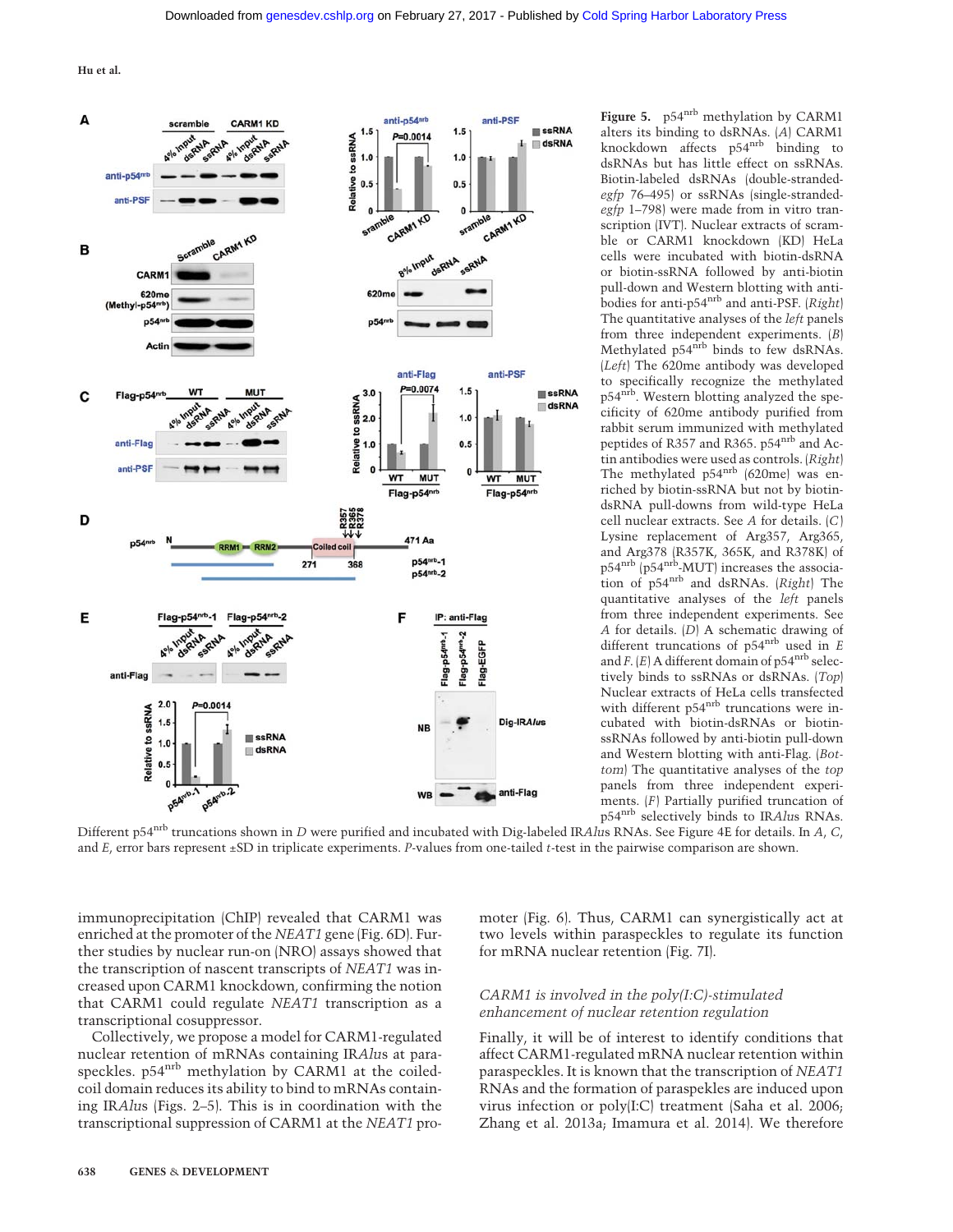**Figure 5.** p54[nrb] methylation by CARM1 alters its binding to dsRNAs. (*A*) CARM1 knockdown affects p54[nrb] binding to dsRNAs but has little effect on ssRNAs. Biotin-labeled dsRNAs (double-stranded-*egfp* 76–495) or ssRNAs (single-stranded-*egfp* 1–798) were made from in vitro transcription (IVT). Nuclear extracts of scramble or CARM1 knockdown (KD) HeLa cells were incubated with biotin-dsRNA or biotin-ssRNA followed by anti-biotin pull-down and Western blotting with antibodies for anti-p54[nrb] and anti-PSF. (*Right*) The quantitative analyses of the *left* panels from three independent experiments. (*B*) Methylated p54[nrb] binds to few dsRNAs. (*Left*) The 620me antibody was developed to specifically recognize the methylated p54[nrb]. Western blotting analyzed the specificity of 620me antibody purified from rabbit serum immunized with methylated peptides of R357 and R365. p54[nrb] and Actin antibodies were used as controls. (*Right*) The methylated p54[nrb] (620me) was enriched by biotin-ssRNA but not by biotin-dsRNA pull-downs from wild-type HeLa cell nuclear extracts. See *A* for details. (*C*) Lysine replacement of Arg357, Arg365, and Arg378 (R357K, 365K, and R378K) of p54[nrb] (p54[nrb]-MUT) increases the association of p54[nrb] and dsRNAs. (*Right*) The quantitative analyses of the *left* panels from three independent experiments. See *A* for details. (*D*) A schematic drawing of different truncations of p54[nrb] used in *E* and *F*. (*E*) A different domain of p54[nrb] selectively binds to ssRNAs or dsRNAs. (*Top*) Nuclear extracts of HeLa cells transfected with different p54[nrb] truncations were incubated with biotin-dsRNAs or biotin-ssRNAs followed by anti-biotin pull-down and Western blotting with anti-Flag. (*Bottom*) The quantitative analyses of the *top* panels from three independent experiments. (*F*) Partially purified truncation of p54[nrb] selectively binds to IR*Alu*s RNAs. Different p54[nrb] truncations shown in *D* were purified and incubated with Dig-labeled IR*Alu*s RNAs. See Figure 4E for details. In *A*, *C*, and *E*, error bars represent ±SD in triplicate experiments. *P*-values from one-tailed *t*-test in the pairwise comparison are shown.

immunoprecipitation (ChIP) revealed that CARM1 was enriched at the promoter of the *NEAT1* gene (Fig. 6D). Further studies by nuclear run-on (NRO) assays showed that the transcription of nascent transcripts of *NEAT1* was increased upon CARM1 knockdown, confirming the notion that CARM1 could regulate *NEAT1* transcription as a transcriptional cosuppressor.

Collectively, we propose a model for CARM1-regulated nuclear retention of mRNAs containing IR*Alu*s at paraspeckles. p54[nrb] methylation by CARM1 at the coiled-coil domain reduces its ability to bind to mRNAs containing IR*Alu*s (Figs. 2–5). This is in coordination with the transcriptional suppression of CARM1 at the *NEAT1* promoter (Fig. 6). Thus, CARM1 can synergistically act at two levels within paraspeckles to regulate its function for mRNA nuclear retention (Fig. 7I).

### *CARM1 is involved in the poly(I:C)-stimulated enhancement of nuclear retention regulation*

Finally, it will be of interest to identify conditions that affect CARM1-regulated mRNA nuclear retention within paraspeckles. It is known that the transcription of *NEAT1* RNAs and the formation of paraspekles are induced upon virus infection or poly(I:C) treatment (Saha et al. 2006; Zhang et al. 2013a; Imamura et al. 2014). We therefore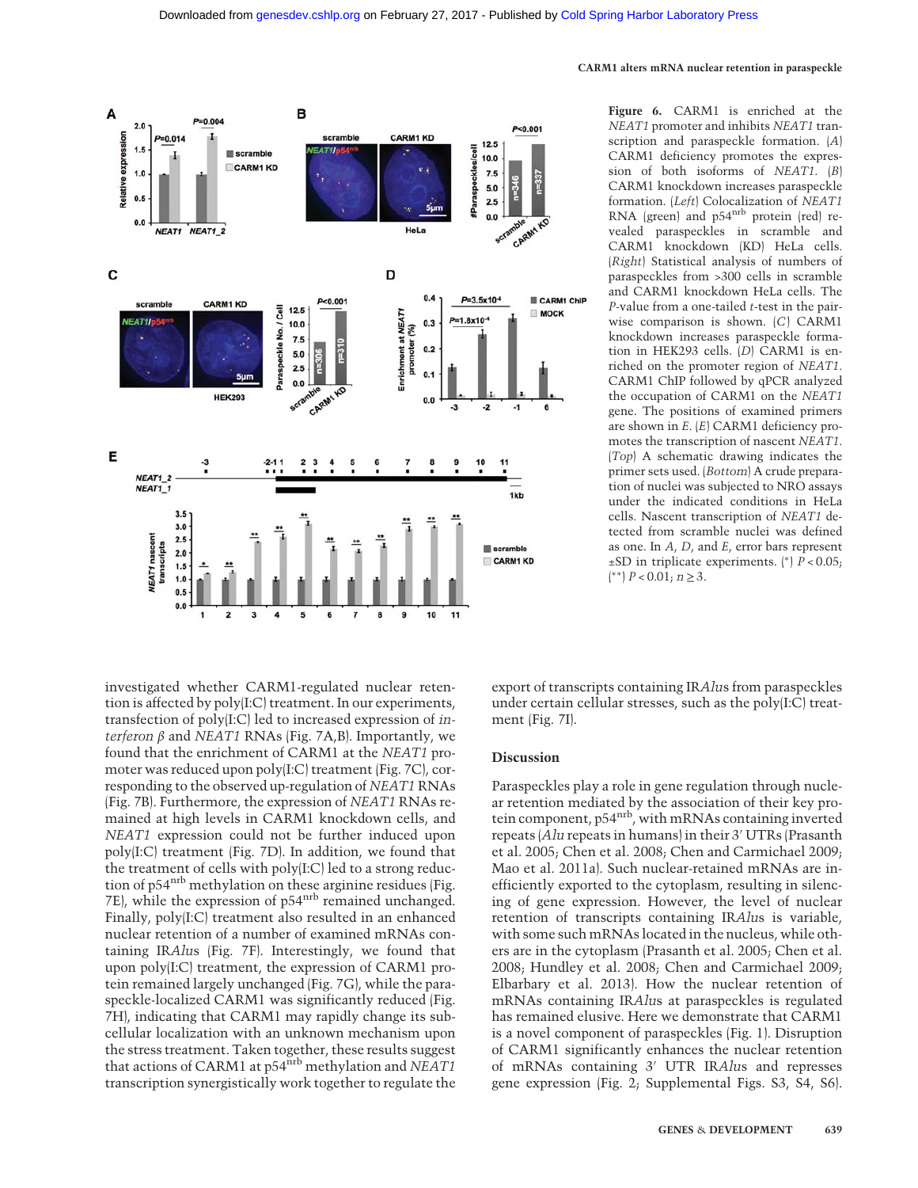Figure 6. CARM1 is enriched at the *NEAT1* promoter and inhibits *NEAT1* transcription and paraspeckle formation. (*A*) CARM1 deficiency promotes the expression of both isoforms of *NEAT1*. (*B*) CARM1 knockdown increases paraspeckle formation. (*Left*) Colocalization of *NEAT1* RNA (green) and $p54^{nrb}$ protein (red) revealed paraspeckles in scramble and CARM1 knockdown (KD) HeLa cells. (*Right*) Statistical analysis of numbers of paraspeckles from >300 cells in scramble and CARM1 knockdown HeLa cells. The *P*-value from a one-tailed *t*-test in the pairwise comparison is shown. (*C*) CARM1 knockdown increases paraspeckle formation in HEK293 cells. (*D*) CARM1 is enriched on the promoter region of *NEAT1*. CARM1 ChIP followed by qPCR analyzed the occupation of CARM1 on the *NEAT1* gene. The positions of examined primers are shown in *E*. (*E*) CARM1 deficiency promotes the transcription of nascent *NEAT1*. (*Top*) A schematic drawing indicates the primer sets used. (*Bottom*) A crude preparation of nuclei was subjected to NRO assays under the indicated conditions in HeLa cells. Nascent transcription of *NEAT1* detected from scramble nuclei was defined as one. In *A*, *D*, and *E*, error bars represent ±SD in triplicate experiments. (*) $P < 0.05$; (**) $P < 0.01$; $n \geq 3$.

investigated whether CARM1-regulated nuclear retention is affected by poly(I:C) treatment. In our experiments, transfection of poly(I:C) led to increased expression of *interferon β* and *NEAT1* RNAs (Fig. 7A,B). Importantly, we found that the enrichment of CARM1 at the *NEAT1* promoter was reduced upon poly(I:C) treatment (Fig. 7C), corresponding to the observed up-regulation of *NEAT1* RNAs (Fig. 7B). Furthermore, the expression of *NEAT1* RNAs remained at high levels in CARM1 knockdown cells, and *NEAT1* expression could not be further induced upon poly(I:C) treatment (Fig. 7D). In addition, we found that the treatment of cells with poly(I:C) led to a strong reduction of $p54^{nrb}$ methylation on these arginine residues (Fig. 7E), while the expression of $p54^{nrb}$ remained unchanged. Finally, poly(I:C) treatment also resulted in an enhanced nuclear retention of a number of examined mRNAs containing IR*Alu*s (Fig. 7F). Interestingly, we found that upon poly(I:C) treatment, the expression of CARM1 protein remained largely unchanged (Fig. 7G), while the paraspeckle-localized CARM1 was significantly reduced (Fig. 7H), indicating that CARM1 may rapidly change its subcellular localization with an unknown mechanism upon the stress treatment. Taken together, these results suggest that actions of CARM1 at $p54^{nrb}$ methylation and *NEAT1* transcription synergistically work together to regulate the export of transcripts containing IR*Alu*s from paraspeckles under certain cellular stresses, such as the poly(I:C) treatment (Fig. 7I).

## Discussion

Paraspeckles play a role in gene regulation through nuclear retention mediated by the association of their key protein component, $p54^{nrb}$, with mRNAs containing inverted repeats (*Alu* repeats in humans) in their 3′ UTRs (Prasanth et al. 2005; Chen et al. 2008; Chen and Carmichael 2009; Mao et al. 2011a). Such nuclear-retained mRNAs are inefficiently exported to the cytoplasm, resulting in silencing of gene expression. However, the level of nuclear retention of transcripts containing IR*Alu*s is variable, with some such mRNAs located in the nucleus, while others are in the cytoplasm (Prasanth et al. 2005; Chen et al. 2008; Hundley et al. 2008; Chen and Carmichael 2009; Elbarbary et al. 2013). How the nuclear retention of mRNAs containing IR*Alu*s at paraspeckles is regulated has remained elusive. Here we demonstrate that CARM1 is a novel component of paraspeckles (Fig. 1). Disruption of CARM1 significantly enhances the nuclear retention of mRNAs containing 3′ UTR IR*Alu*s and represses gene expression (Fig. 2; Supplemental Figs. S3, S4, S6).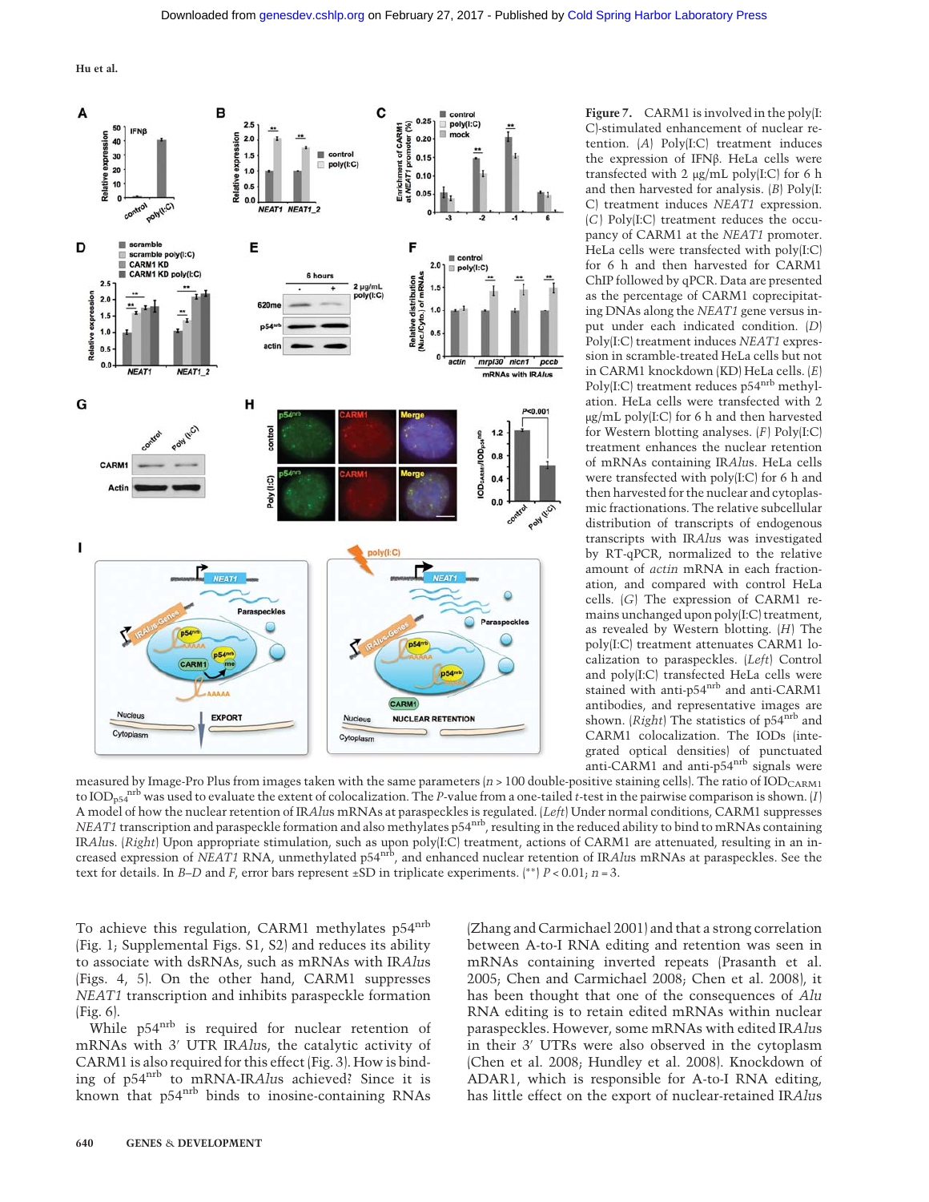**Figure 7.** CARM1 is involved in the poly(I:C)-stimulated enhancement of nuclear retention. (*A*) Poly(I:C) treatment induces the expression of IFNβ. HeLa cells were transfected with 2 µg/mL poly(I:C) for 6 h and then harvested for analysis. (*B*) Poly(I:C) treatment induces *NEAT1* expression. (*C*) Poly(I:C) treatment reduces the occupancy of CARM1 at the *NEAT1* promoter. HeLa cells were transfected with poly(I:C) for 6 h and then harvested for CARM1 ChIP followed by qPCR. Data are presented as the percentage of CARM1 coprecipitating DNAs along the *NEAT1* gene versus input under each indicated condition. (*D*) Poly(I:C) treatment induces *NEAT1* expression in scramble-treated HeLa cells but not in CARM1 knockdown (KD) HeLa cells. (*E*) Poly(I:C) treatment reduces p54[nrb] methylation. HeLa cells were transfected with 2 µg/mL poly(I:C) for 6 h and then harvested for Western blotting analyses. (*F*) Poly(I:C) treatment enhances the nuclear retention of mRNAs containing IR*Alu*s. HeLa cells were transfected with poly(I:C) for 6 h and then harvested for the nuclear and cytoplasmic fractionations. The relative subcellular distribution of endogenous transcripts with IR*Alu*s was investigated by RT-qPCR, normalized to the relative amount of *actin* mRNA in each fractionation, and compared with control HeLa cells. (*G*) The expression of CARM1 remains unchanged upon poly(I:C) treatment, as revealed by Western blotting. (*H*) The poly(I:C) treatment attenuates CARM1 localization to paraspeckles. (*Left*) Control and poly(I:C) transfected HeLa cells were stained with anti-p54[nrb] and anti-CARM1 antibodies, and representative images are shown. (*Right*) The statistics of p54[nrb] and CARM1 colocalization. The IODs (integrated optical densities) of punctuated anti-CARM1 and anti-p54[nrb] signals were measured by Image-Pro Plus from images taken with the same parameters ($n > 100$ double-positive staining cells). The ratio of $IOD_{CARM1}$ to $IOD_{p54^{nrb}}$ was used to evaluate the extent of colocalization. The *P*-value from a one-tailed *t*-test in the pairwise comparison is shown. (*I*) A model of how the nuclear retention of IR*Alu*s mRNAs at paraspeckles is regulated. (*Left*) Under normal conditions, CARM1 suppresses *NEAT1* transcription and paraspeckle formation and also methylates p54[nrb], resulting in the reduced ability to bind to mRNAs containing IR*Alu*s. (*Right*) Upon appropriate stimulation, such as upon poly(I:C) treatment, actions of CARM1 are attenuated, resulting in an increased expression of *NEAT1* RNA, unmethylated p54[nrb], and enhanced nuclear retention of IR*Alu*s mRNAs at paraspeckles. See the text for details. In *B*–*D* and *F*, error bars represent ±SD in triplicate experiments. (**) $P < 0.01$; $n = 3$.

To achieve this regulation, CARM1 methylates p54[nrb] (Fig. 1; Supplemental Figs. S1, S2) and reduces its ability to associate with dsRNAs, such as mRNAs with IR*Alu*s (Figs. 4, 5). On the other hand, CARM1 suppresses *NEAT1* transcription and inhibits paraspeckle formation (Fig. 6).

While p54[nrb] is required for nuclear retention of mRNAs with 3′ UTR IR*Alu*s, the catalytic activity of CARM1 is also required for this effect (Fig. 3). How is binding of p54[nrb] to mRNA-IR*Alu*s achieved? Since it is known that p54[nrb] binds to inosine-containing RNAs (Zhang and Carmichael 2001) and that a strong correlation between A-to-I RNA editing and retention was seen in mRNAs containing inverted repeats (Prasanth et al. 2005; Chen and Carmichael 2008; Chen et al. 2008), it has been thought that one of the consequences of *Alu* RNA editing is to retain edited mRNAs within nuclear paraspeckles. However, some mRNAs with edited IR*Alu*s in their 3′ UTRs were also observed in the cytoplasm (Chen et al. 2008; Hundley et al. 2008). Knockdown of ADAR1, which is responsible for A-to-I RNA editing, has little effect on the export of nuclear-retained IR*Alu*s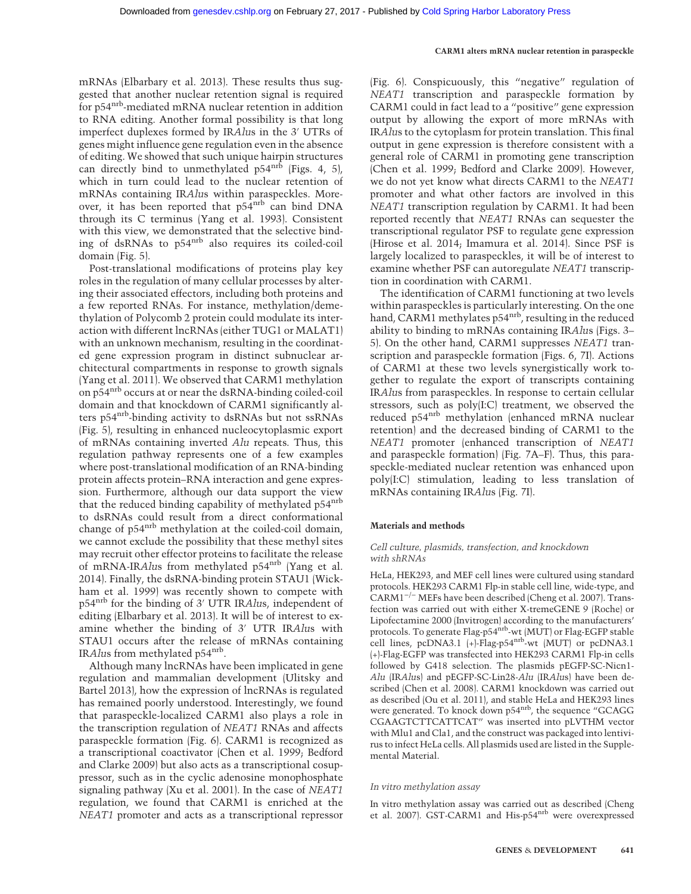mRNAs (Elbarbary et al. 2013). These results thus suggested that another nuclear retention signal is required for p54$^{nrb}$-mediated mRNA nuclear retention in addition to RNA editing. Another formal possibility is that long imperfect duplexes formed by IR*Alu*s in the 3′ UTRs of genes might influence gene regulation even in the absence of editing. We showed that such unique hairpin structures can directly bind to unmethylated p54$^{nrb}$ (Figs. 4, 5), which in turn could lead to the nuclear retention of mRNAs containing IR*Alu*s within paraspeckles. Moreover, it has been reported that p54$^{nrb}$ can bind DNA through its C terminus (Yang et al. 1993). Consistent with this view, we demonstrated that the selective binding of dsRNAs to p54$^{nrb}$ also requires its coiled-coil domain (Fig. 5).

Post-translational modifications of proteins play key roles in the regulation of many cellular processes by altering their associated effectors, including both proteins and a few reported RNAs. For instance, methylation/demethylation of Polycomb 2 protein could modulate its interaction with different lncRNAs (either TUG1 or MALAT1) with an unknown mechanism, resulting in the coordinated gene expression program in distinct subnuclear architectural compartments in response to growth signals (Yang et al. 2011). We observed that CARM1 methylation on p54$^{nrb}$ occurs at or near the dsRNA-binding coiled-coil domain and that knockdown of CARM1 significantly alters p54$^{nrb}$-binding activity to dsRNAs but not ssRNAs (Fig. 5), resulting in enhanced nucleocytoplasmic export of mRNAs containing inverted *Alu* repeats. Thus, this regulation pathway represents one of a few examples where post-translational modification of an RNA-binding protein affects protein–RNA interaction and gene expression. Furthermore, although our data support the view that the reduced binding capability of methylated p54$^{nrb}$ to dsRNAs could result from a direct conformational change of p54$^{nrb}$ methylation at the coiled-coil domain, we cannot exclude the possibility that these methyl sites may recruit other effector proteins to facilitate the release of mRNA-IR*Alu*s from methylated p54$^{nrb}$ (Yang et al. 2014). Finally, the dsRNA-binding protein STAU1 (Wickham et al. 1999) was recently shown to compete with p54$^{nrb}$ for the binding of 3′ UTR IR*Alu*s, independent of editing (Elbarbary et al. 2013). It will be of interest to examine whether the binding of 3′ UTR IR*Alu*s with STAU1 occurs after the release of mRNAs containing IR*Alu*s from methylated p54$^{nrb}$.

Although many lncRNAs have been implicated in gene regulation and mammalian development (Ulitsky and Bartel 2013), how the expression of lncRNAs is regulated has remained poorly understood. Interestingly, we found that paraspeckle-localized CARM1 also plays a role in the transcription regulation of *NEAT1* RNAs and affects paraspeckle formation (Fig. 6). CARM1 is recognized as a transcriptional coactivator (Chen et al. 1999; Bedford and Clarke 2009) but also acts as a transcriptional cosuppressor, such as in the cyclic adenosine monophosphate signaling pathway (Xu et al. 2001). In the case of *NEAT1* regulation, we found that CARM1 is enriched at the *NEAT1* promoter and acts as a transcriptional repressor (Fig. 6). Conspicuously, this "negative" regulation of *NEAT1* transcription and paraspeckle formation by CARM1 could in fact lead to a "positive" gene expression output by allowing the export of more mRNAs with IR*Alu*s to the cytoplasm for protein translation. This final output in gene expression is therefore consistent with a general role of CARM1 in promoting gene transcription (Chen et al. 1999; Bedford and Clarke 2009). However, we do not yet know what directs CARM1 to the *NEAT1* promoter and what other factors are involved in this *NEAT1* transcription regulation by CARM1. It had been reported recently that *NEAT1* RNAs can sequester the transcriptional regulator PSF to regulate gene expression (Hirose et al. 2014; Imamura et al. 2014). Since PSF is largely localized to paraspeckles, it will be of interest to examine whether PSF can autoregulate *NEAT1* transcription in coordination with CARM1.

The identification of CARM1 functioning at two levels within paraspeckles is particularly interesting. On the one hand, CARM1 methylates p54$^{nrb}$, resulting in the reduced ability to binding to mRNAs containing IR*Alu*s (Figs. 3–5). On the other hand, CARM1 suppresses *NEAT1* transcription and paraspeckle formation (Figs. 6, 7I). Actions of CARM1 at these two levels synergistically work together to regulate the export of transcripts containing IR*Alu*s from paraspeckles. In response to certain cellular stressors, such as poly(I:C) treatment, we observed the reduced p54$^{nrb}$ methylation (enhanced mRNA nuclear retention) and the decreased binding of CARM1 to the *NEAT1* promoter (enhanced transcription of *NEAT1* and paraspeckle formation) (Fig. 7A–F). Thus, this paraspeckle-mediated nuclear retention was enhanced upon poly(I:C) stimulation, leading to less translation of mRNAs containing IR*Alu*s (Fig. 7I).

## Materials and methods

### Cell culture, plasmids, transfection, and knockdown with shRNAs

HeLa, HEK293, and MEF cell lines were cultured using standard protocols. HEK293 CARM1 Flp-in stable cell line, wide-type, and CARM1$^{-/-}$ MEFs have been described (Cheng et al. 2007). Transfection was carried out with either X-tremeGENE 9 (Roche) or Lipofectamine 2000 (Invitrogen) according to the manufacturers' protocols. To generate Flag-p54$^{nrb}$-wt (MUT) or Flag-EGFP stable cell lines, pcDNA3.1 (+)-Flag-p54$^{nrb}$-wt (MUT) or pcDNA3.1 (+)-Flag-EGFP was transfected into HEK293 CARM1 Flp-in cells followed by G418 selection. The plasmids pEGFP-SC-Nicn1-*Alu* (IR*Alu*s) and pEGFP-SC-Lin28-*Alu* (IR*Alu*s) have been described (Chen et al. 2008). CARM1 knockdown was carried out as described (Ou et al. 2011), and stable HeLa and HEK293 lines were generated. To knock down p54$^{nrb}$, the sequence "GCAGG CGAAGTCTTCATTCAT" was inserted into pLVTHM vector with Mlu1 and Cla1, and the construct was packaged into lentivirus to infect HeLa cells. All plasmids used are listed in the Supplemental Material.

### In vitro methylation assay

In vitro methylation assay was carried out as described (Cheng et al. 2007). GST-CARM1 and His-p54$^{nrb}$ were overexpressed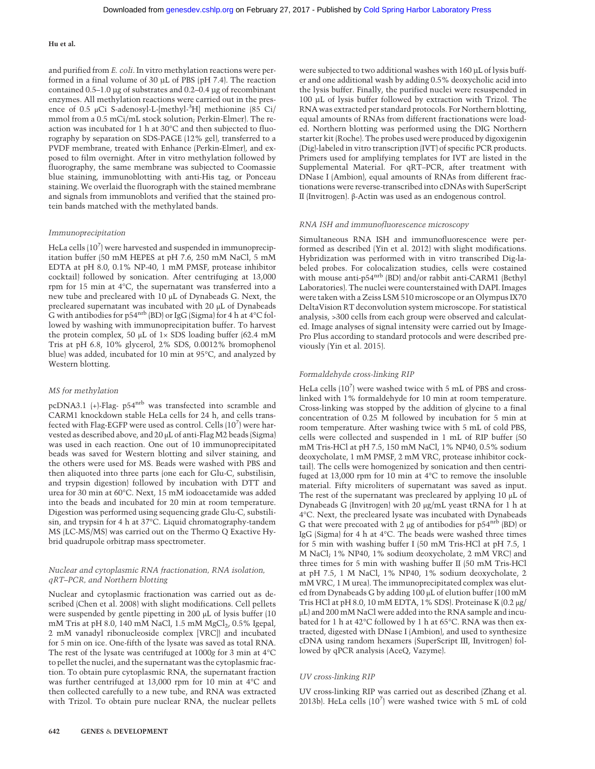and purified from *E. coli*. In vitro methylation reactions were performed in a final volume of 30 µL of PBS (pH 7.4). The reaction contained 0.5–1.0 µg of substrates and 0.2–0.4 µg of recombinant enzymes. All methylation reactions were carried out in the presence of 0.5 µCi S-adenosyl-L-[methyl-$^3$H] methionine (85 Ci/mmol from a 0.5 mCi/mL stock solution; Perkin-Elmer). The reaction was incubated for 1 h at 30°C and then subjected to fluorography by separation on SDS-PAGE (12% gel), transferred to a PVDF membrane, treated with Enhance (Perkin-Elmer), and exposed to film overnight. After in vitro methylation followed by fluorography, the same membrane was subjected to Coomassie blue staining, immunoblotting with anti-His tag, or Ponceau staining. We overlaid the fluorograph with the stained membrane and signals from immunoblots and verified that the stained protein bands matched with the methylated bands.

### *Immunoprecipitation*

HeLa cells ($10^7$) were harvested and suspended in immunoprecipitation buffer (50 mM HEPES at pH 7.6, 250 mM NaCl, 5 mM EDTA at pH 8.0, 0.1% NP-40, 1 mM PMSF, protease inhibitor cocktail) followed by sonication. After centrifuging at 13,000 rpm for 15 min at 4°C, the supernatant was transferred into a new tube and precleared with 10 µL of Dynabeads G. Next, the precleared supernatant was incubated with 20 µL of Dynabeads G with antibodies for p54$^{nrb}$ (BD) or IgG (Sigma) for 4 h at 4°C followed by washing with immunoprecipitation buffer. To harvest the protein complex, 50 µL of 1× SDS loading buffer (62.4 mM Tris at pH 6.8, 10% glycerol, 2% SDS, 0.0012% bromophenol blue) was added, incubated for 10 min at 95°C, and analyzed by Western blotting.

### *MS for methylation*

pcDNA3.1 (+)-Flag- p54$^{nrb}$ was transfected into scramble and CARM1 knockdown stable HeLa cells for 24 h, and cells transfected with Flag-EGFP were used as control. Cells ($10^7$) were harvested as described above, and 20 µL of anti-Flag M2 beads (Sigma) was used in each reaction. One out of 10 immunoprecipitated beads was saved for Western blotting and silver staining, and the others were used for MS. Beads were washed with PBS and then aliquoted into three parts (one each for Glu-C, substilisin, and trypsin digestion) followed by incubation with DTT and urea for 30 min at 60°C. Next, 15 mM iodoacetamide was added into the beads and incubated for 20 min at room temperature. Digestion was performed using sequencing grade Glu-C, substilisin, and trypsin for 4 h at 37°C. Liquid chromatography-tandem MS (LC-MS/MS) was carried out on the Thermo Q Exactive Hybrid quadrupole orbitrap mass spectrometer.

### *Nuclear and cytoplasmic RNA fractionation, RNA isolation, qRT–PCR, and Northern blotting*

Nuclear and cytoplasmic fractionation was carried out as described (Chen et al. 2008) with slight modifications. Cell pellets were suspended by gentle pipetting in 200 µL of lysis buffer (10 mM Tris at pH 8.0, 140 mM NaCl, 1.5 mM $MgCl_2$, 0.5% Igepal, 2 mM vanadyl ribonucleoside complex [VRC]) and incubated for 5 min on ice. One-fifth of the lysate was saved as total RNA. The rest of the lysate was centrifuged at 1000*g* for 3 min at 4°C to pellet the nuclei, and the supernatant was the cytoplasmic fraction. To obtain pure cytoplasmic RNA, the supernatant fraction was further centrifuged at 13,000 rpm for 10 min at 4°C and then collected carefully to a new tube, and RNA was extracted with Trizol. To obtain pure nuclear RNA, the nuclear pellets were subjected to two additional washes with 160 µL of lysis buffer and one additional wash by adding 0.5% deoxycholic acid into the lysis buffer. Finally, the purified nuclei were resuspended in 100 µL of lysis buffer followed by extraction with Trizol. The RNA was extracted per standard protocols. For Northern blotting, equal amounts of RNAs from different fractionations were loaded. Northern blotting was performed using the DIG Northern starter kit (Roche). The probes used were produced by digoxigenin (Dig)-labeled in vitro transcription (IVT) of specific PCR products. Primers used for amplifying templates for IVT are listed in the Supplemental Material. For qRT–PCR, after treatment with DNase I (Ambion), equal amounts of RNAs from different fractionations were reverse-transcribed into cDNAs with SuperScript II (Invitrogen). β-Actin was used as an endogenous control.

### *RNA ISH and immunofluorescence microscopy*

Simultaneous RNA ISH and immunofluorescence were performed as described (Yin et al. 2012) with slight modifications. Hybridization was performed with in vitro transcribed Dig-labeled probes. For colocalization studies, cells were costained with mouse anti-p54$^{nrb}$ (BD) and/or rabbit anti-CARM1 (Bethyl Laboratories). The nuclei were counterstained with DAPI. Images were taken with a Zeiss LSM 510 microscope or an Olympus IX70 DeltaVision RT deconvolution system microscope. For statistical analysis, >300 cells from each group were observed and calculated. Image analyses of signal intensity were carried out by Image-Pro Plus according to standard protocols and were described previously (Yin et al. 2015).

### *Formaldehyde cross-linking RIP*

HeLa cells ($10^7$) were washed twice with 5 mL of PBS and cross-linked with 1% formaldehyde for 10 min at room temperature. Cross-linking was stopped by the addition of glycine to a final concentration of 0.25 M followed by incubation for 5 min at room temperature. After washing twice with 5 mL of cold PBS, cells were collected and suspended in 1 mL of RIP buffer (50 mM Tris-HCl at pH 7.5, 150 mM NaCl, 1% NP40, 0.5% sodium deoxycholate, 1 mM PMSF, 2 mM VRC, protease inhibitor cocktail). The cells were homogenized by sonication and then centrifuged at 13,000 rpm for 10 min at 4°C to remove the insoluble material. Fifty microliters of supernatant was saved as input. The rest of the supernatant was precleared by applying 10 µL of Dynabeads G (Invitrogen) with 20 µg/mL yeast tRNA for 1 h at 4°C. Next, the precleared lysate was incubated with Dynabeads G that were precoated with 2 µg of antibodies for p54$^{nrb}$ (BD) or IgG (Sigma) for 4 h at 4°C. The beads were washed three times for 5 min with washing buffer I (50 mM Tris-HCl at pH 7.5, 1 M NaCl; 1% NP40, 1% sodium deoxycholate, 2 mM VRC) and three times for 5 min with washing buffer II (50 mM Tris-HCl at pH 7.5, 1 M NaCl, 1% NP40, 1% sodium deoxycholate, 2 mM VRC, 1 M urea). The immunoprecipitated complex was eluted from Dynabeads G by adding 100 µL of elution buffer (100 mM Tris HCl at pH 8.0, 10 mM EDTA, 1% SDS). Proteinase K (0.2 µg/µL) and 200 mM NaCl were added into the RNA sample and incubated for 1 h at 42°C followed by 1 h at 65°C. RNA was then extracted, digested with DNase I (Ambion), and used to synthesize cDNA using random hexamers (SuperScript III, Invitrogen) followed by qPCR analysis (AceQ, Vazyme).

### *UV cross-linking RIP*

UV cross-linking RIP was carried out as described (Zhang et al. 2013b). HeLa cells ($10^7$) were washed twice with 5 mL of cold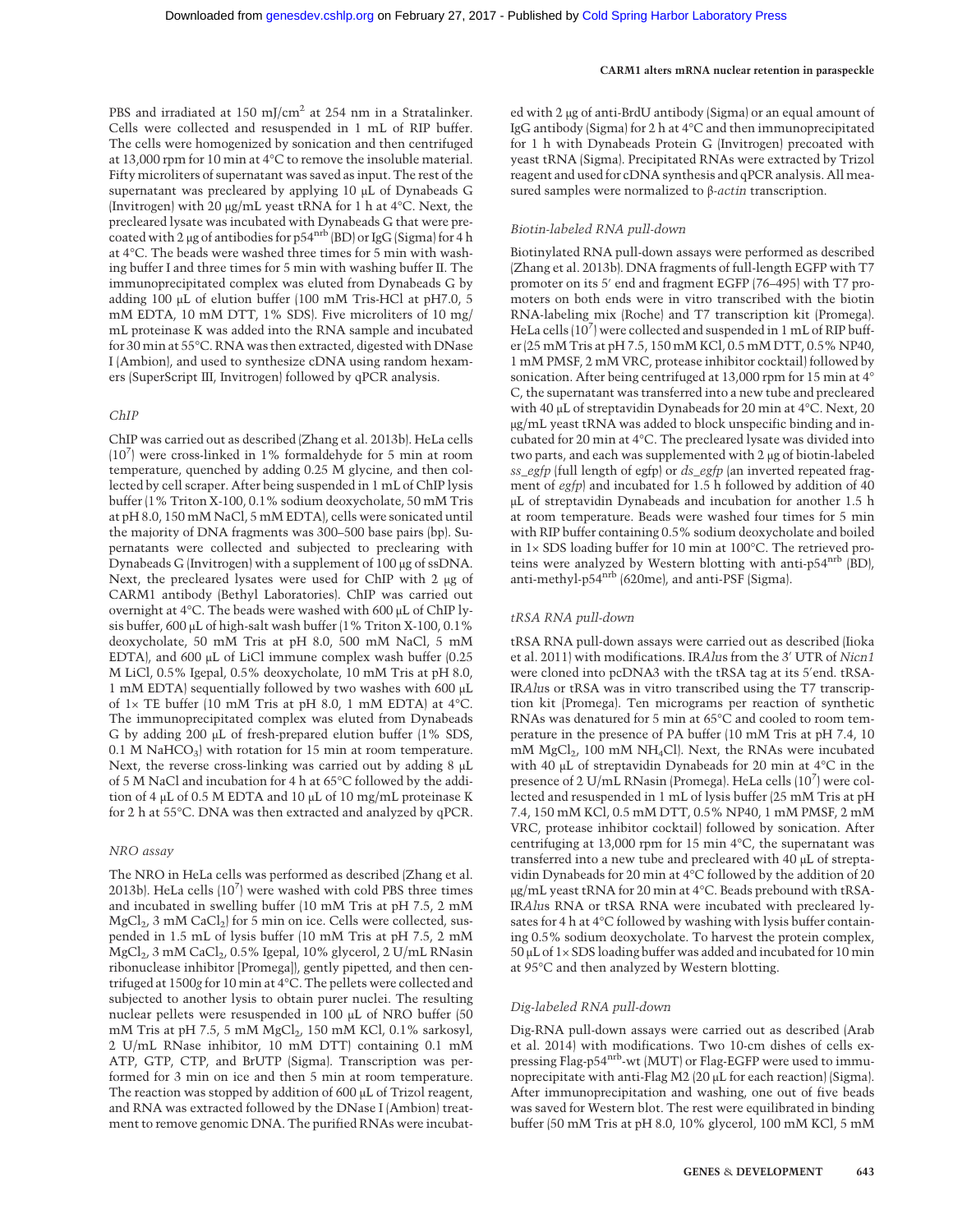PBS and irradiated at 150 mJ/cm$^2$ at 254 nm in a Stratalinker. Cells were collected and resuspended in 1 mL of RIP buffer. The cells were homogenized by sonication and then centrifuged at 13,000 rpm for 10 min at 4°C to remove the insoluble material. Fifty microliters of supernatant was saved as input. The rest of the supernatant was precleared by applying 10 µL of Dynabeads G (Invitrogen) with 20 µg/mL yeast tRNA for 1 h at 4°C. Next, the precleared lysate was incubated with Dynabeads G that were precoated with 2 µg of antibodies for p54$^{nrb}$ (BD) or IgG (Sigma) for 4 h at 4°C. The beads were washed three times for 5 min with washing buffer I and three times for 5 min with washing buffer II. The immunoprecipitated complex was eluted from Dynabeads G by adding 100 µL of elution buffer (100 mM Tris-HCl at pH7.0, 5 mM EDTA, 10 mM DTT, 1% SDS). Five microliters of 10 mg/mL proteinase K was added into the RNA sample and incubated for 30 min at 55°C. RNA was then extracted, digested with DNase I (Ambion), and used to synthesize cDNA using random hexamers (SuperScript III, Invitrogen) followed by qPCR analysis.

### ChIP

ChIP was carried out as described (Zhang et al. 2013b). HeLa cells (10$^7$) were cross-linked in 1% formaldehyde for 5 min at room temperature, quenched by adding 0.25 M glycine, and then collected by cell scraper. After being suspended in 1 mL of ChIP lysis buffer (1% Triton X-100, 0.1% sodium deoxycholate, 50 mM Tris at pH 8.0, 150 mM NaCl, 5 mM EDTA), cells were sonicated until the majority of DNA fragments was 300–500 base pairs (bp). Supernatants were collected and subjected to preclearing with Dynabeads G (Invitrogen) with a supplement of 100 µg of ssDNA. Next, the precleared lysates were used for ChIP with 2 µg of CARM1 antibody (Bethyl Laboratories). ChIP was carried out overnight at 4°C. The beads were washed with 600 µL of ChIP lysis buffer, 600 µL of high-salt wash buffer (1% Triton X-100, 0.1% deoxycholate, 50 mM Tris at pH 8.0, 500 mM NaCl, 5 mM EDTA), and 600 µL of LiCl immune complex wash buffer (0.25 M LiCl, 0.5% Igepal, 0.5% deoxycholate, 10 mM Tris at pH 8.0, 1 mM EDTA) sequentially followed by two washes with 600 µL of 1× TE buffer (10 mM Tris at pH 8.0, 1 mM EDTA) at 4°C. The immunoprecipitated complex was eluted from Dynabeads G by adding 200 µL of fresh-prepared elution buffer (1% SDS, 0.1 M $NaHCO_3$) with rotation for 15 min at room temperature. Next, the reverse cross-linking was carried out by adding 8 µL of 5 M NaCl and incubation for 4 h at 65°C followed by the addition of 4 µL of 0.5 M EDTA and 10 µL of 10 mg/mL proteinase K for 2 h at 55°C. DNA was then extracted and analyzed by qPCR.

### NRO assay

The NRO in HeLa cells was performed as described (Zhang et al. 2013b). HeLa cells (10$^7$) were washed with cold PBS three times and incubated in swelling buffer (10 mM Tris at pH 7.5, 2 mM $MgCl_2$, 3 mM $CaCl_2$) for 5 min on ice. Cells were collected, suspended in 1.5 mL of lysis buffer (10 mM Tris at pH 7.5, 2 mM $MgCl_2$, 3 mM $CaCl_2$, 0.5% Igepal, 10% glycerol, 2 U/mL RNasin ribonuclease inhibitor [Promega]), gently pipetted, and then centrifuged at 1500*g* for 10 min at 4°C. The pellets were collected and subjected to another lysis to obtain purer nuclei. The resulting nuclear pellets were resuspended in 100 µL of NRO buffer (50 mM Tris at pH 7.5, 5 mM $MgCl_2$, 150 mM KCl, 0.1% sarkosyl, 2 U/mL RNase inhibitor, 10 mM DTT) containing 0.1 mM ATP, GTP, CTP, and BrUTP (Sigma). Transcription was performed for 3 min on ice and then 5 min at room temperature. The reaction was stopped by addition of 600 µL of Trizol reagent, and RNA was extracted followed by the DNase I (Ambion) treatment to remove genomic DNA. The purified RNAs were incubated with 2 µg of anti-BrdU antibody (Sigma) or an equal amount of IgG antibody (Sigma) for 2 h at 4°C and then immunoprecipitated for 1 h with Dynabeads Protein G (Invitrogen) precoated with yeast tRNA (Sigma). Precipitated RNAs were extracted by Trizol reagent and used for cDNA synthesis and qPCR analysis. All measured samples were normalized to β-*actin* transcription.

### Biotin-labeled RNA pull-down

Biotinylated RNA pull-down assays were performed as described (Zhang et al. 2013b). DNA fragments of full-length EGFP with T7 promoter on its 5′ end and fragment EGFP (76–495) with T7 promoters on both ends were in vitro transcribed with the biotin RNA-labeling mix (Roche) and T7 transcription kit (Promega). HeLa cells (10$^7$) were collected and suspended in 1 mL of RIP buffer (25 mM Tris at pH 7.5, 150 mM KCl, 0.5 mM DTT, 0.5% NP40, 1 mM PMSF, 2 mM VRC, protease inhibitor cocktail) followed by sonication. After being centrifuged at 13,000 rpm for 15 min at 4° C, the supernatant was transferred into a new tube and precleared with 40 µL of streptavidin Dynabeads for 20 min at 4°C. Next, 20 µg/mL yeast tRNA was added to block unspecific binding and incubated for 20 min at 4°C. The precleared lysate was divided into two parts, and each was supplemented with 2 µg of biotin-labeled *ss_egfp* (full length of egfp) or *ds_egfp* (an inverted repeated fragment of *egfp*) and incubated for 1.5 h followed by addition of 40 µL of streptavidin Dynabeads and incubation for another 1.5 h at room temperature. Beads were washed four times for 5 min with RIP buffer containing 0.5% sodium deoxycholate and boiled in 1× SDS loading buffer for 10 min at 100°C. The retrieved proteins were analyzed by Western blotting with anti-p54$^{nrb}$ (BD), anti-methyl-p54$^{nrb}$ (620me), and anti-PSF (Sigma).

### tRSA RNA pull-down

tRSA RNA pull-down assays were carried out as described (Iioka et al. 2011) with modifications. IR*Alu*s from the 3′ UTR of *Nicn1* were cloned into pcDNA3 with the tRSA tag at its 5′end. tRSA-IR*Alu*s or tRSA was in vitro transcribed using the T7 transcription kit (Promega). Ten micrograms per reaction of synthetic RNAs was denatured for 5 min at 65°C and cooled to room temperature in the presence of PA buffer (10 mM Tris at pH 7.4, 10 mM $MgCl_2$, 100 mM $NH_4Cl$). Next, the RNAs were incubated with 40 µL of streptavidin Dynabeads for 20 min at 4°C in the presence of 2 U/mL RNasin (Promega). HeLa cells (10$^7$) were collected and resuspended in 1 mL of lysis buffer (25 mM Tris at pH 7.4, 150 mM KCl, 0.5 mM DTT, 0.5% NP40, 1 mM PMSF, 2 mM VRC, protease inhibitor cocktail) followed by sonication. After centrifuging at 13,000 rpm for 15 min 4°C, the supernatant was transferred into a new tube and precleared with 40 µL of streptavidin Dynabeads for 20 min at 4°C followed by the addition of 20 µg/mL yeast tRNA for 20 min at 4°C. Beads prebound with tRSA-IR*Alu*s RNA or tRSA RNA were incubated with precleared lysates for 4 h at 4°C followed by washing with lysis buffer containing 0.5% sodium deoxycholate. To harvest the protein complex, 50 µL of 1× SDS loading buffer was added and incubated for 10 min at 95°C and then analyzed by Western blotting.

### Dig-labeled RNA pull-down

Dig-RNA pull-down assays were carried out as described (Arab et al. 2014) with modifications. Two 10-cm dishes of cells expressing Flag-p54$^{nrb}$-wt (MUT) or Flag-EGFP were used to immunoprecipitate with anti-Flag M2 (20 µL for each reaction) (Sigma). After immunoprecipitation and washing, one out of five beads was saved for Western blot. The rest were equilibrated in binding buffer (50 mM Tris at pH 8.0, 10% glycerol, 100 mM KCl, 5 mM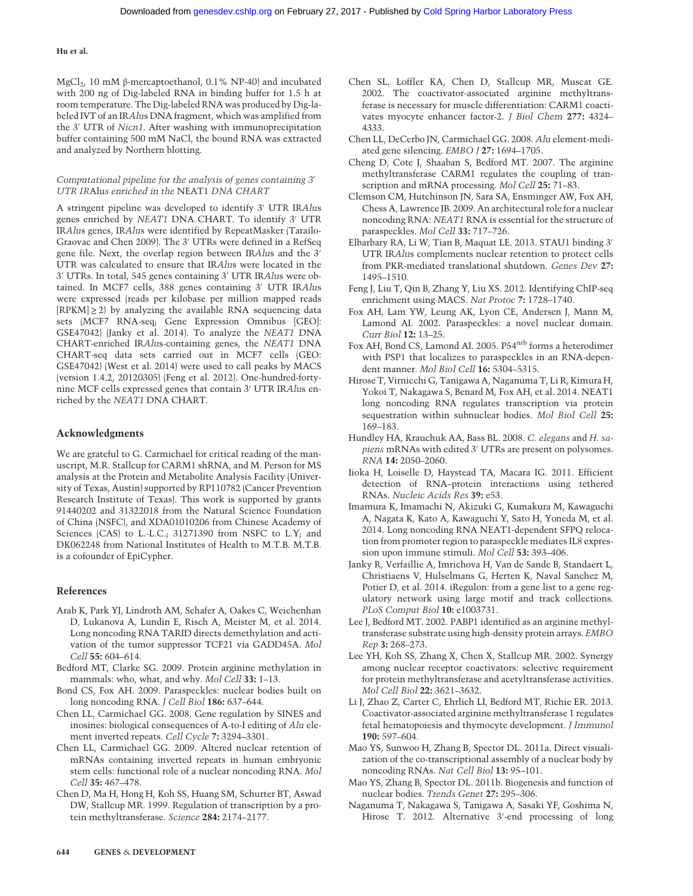$MgCl_2$, 10 mM β-mercaptoethanol, 0.1% NP-40) and incubated with 200 ng of Dig-labeled RNA in binding buffer for 1.5 h at room temperature. The Dig-labeled RNA was produced by Dig-labeled IVT of an IR*Alu*s DNA fragment, which was amplified from the 3′ UTR of *Nicn1*. After washing with immunoprecipitation buffer containing 500 mM NaCl, the bound RNA was extracted and analyzed by Northern blotting.

*Computational pipeline for the analysis of genes containing 3′ UTR IR*Alus *enriched in the* NEAT1 *DNA CHART*

A stringent pipeline was developed to identify 3′ UTR IR*Alu*s genes enriched by *NEAT1* DNA CHART. To identify 3′ UTR IR*Alu*s genes, IR*Alu*s were identified by RepeatMasker (Tarailo-Graovac and Chen 2009). The 3′ UTRs were defined in a RefSeq gene file. Next, the overlap region between IR*Alu*s and the 3′ UTR was calculated to ensure that IR*Alu*s were located in the 3′ UTRs. In total, 545 genes containing 3′ UTR IR*Alu*s were obtained. In MCF7 cells, 388 genes containing 3′ UTR IR*Alu*s were expressed (reads per kilobase per million mapped reads [RPKM] ≥ 2) by analyzing the available RNA sequencing data sets (MCF7 RNA-seq; Gene Expression Omnibus [GEO]: GSE47042) (Janky et al. 2014). To analyze the *NEAT1* DNA CHART-enriched IR*Alu*s-containing genes, the *NEAT1* DNA CHART-seq data sets carried out in MCF7 cells (GEO: GSE47042) (West et al. 2014) were used to call peaks by MACS (version 1.4.2, 20120305) (Feng et al. 2012). One-hundred-forty-nine MCF cells expressed genes that contain 3′ UTR IR*Alu*s enriched by the *NEAT1* DNA CHART.

## Acknowledgments

We are grateful to G. Carmichael for critical reading of the manuscript, M.R. Stallcup for CARM1 shRNA, and M. Person for MS analysis at the Protein and Metabolite Analysis Facility (University of Texas, Austin) supported by RP110782 (Cancer Prevention Research Institute of Texas). This work is supported by grants 91440202 and 31322018 from the Natural Science Foundation of China (NSFC), and XDA01010206 from Chinese Academy of Sciences (CAS) to L.-L.C.; 31271390 from NSFC to L.Y; and DK062248 from National Institutes of Health to M.T.B. M.T.B. is a cofounder of EpiCypher.

## References

Arab K, Park YJ, Lindroth AM, Schafer A, Oakes C, Weichenhan D, Lukanova A, Lundin E, Risch A, Meister M, et al. 2014. Long noncoding RNA TARID directs demethylation and activation of the tumor suppressor TCF21 via GADD45A. *Mol Cell* **55:** 604–614.

Bedford MT, Clarke SG. 2009. Protein arginine methylation in mammals: who, what, and why. *Mol Cell* **33:** 1–13.

Bond CS, Fox AH. 2009. Paraspeckles: nuclear bodies built on long noncoding RNA. *J Cell Biol* **186:** 637–644.

Chen LL, Carmichael GG. 2008. Gene regulation by SINES and inosines: biological consequences of A-to-I editing of *Alu* element inverted repeats. *Cell Cycle* **7:** 3294–3301.

Chen LL, Carmichael GG. 2009. Altered nuclear retention of mRNAs containing inverted repeats in human embryonic stem cells: functional role of a nuclear noncoding RNA. *Mol Cell* **35:** 467–478.

Chen D, Ma H, Hong H, Koh SS, Huang SM, Schurter BT, Aswad DW, Stallcup MR. 1999. Regulation of transcription by a protein methyltransferase. *Science* **284:** 2174–2177.

Chen SL, Loffler KA, Chen D, Stallcup MR, Muscat GE. 2002. The coactivator-associated arginine methyltransferase is necessary for muscle differentiation: CARM1 coactivates myocyte enhancer factor-2. *J Biol Chem* **277:** 4324–4333.

Chen LL, DeCerbo JN, Carmichael GG. 2008. *Alu* element-mediated gene silencing. *EMBO J* **27:** 1694–1705.

Cheng D, Cote J, Shaaban S, Bedford MT. 2007. The arginine methyltransferase CARM1 regulates the coupling of transcription and mRNA processing. *Mol Cell* **25:** 71–83.

Clemson CM, Hutchinson JN, Sara SA, Ensminger AW, Fox AH, Chess A, Lawrence JB. 2009. An architectural role for a nuclear noncoding RNA: *NEAT1* RNA is essential for the structure of paraspeckles. *Mol Cell* **33:** 717–726.

Elbarbary RA, Li W, Tian B, Maquat LE. 2013. STAU1 binding 3′ UTR IR*Alu*s complements nuclear retention to protect cells from PKR-mediated translational shutdown. *Genes Dev* **27:** 1495–1510.

Feng J, Liu T, Qin B, Zhang Y, Liu XS. 2012. Identifying ChIP-seq enrichment using MACS. *Nat Protoc* **7:** 1728–1740.

Fox AH, Lam YW, Leung AK, Lyon CE, Andersen J, Mann M, Lamond AI. 2002. Paraspeckles: a novel nuclear domain. *Curr Biol* **12:** 13–25.

Fox AH, Bond CS, Lamond AI. 2005. P54[nrb] forms a heterodimer with PSP1 that localizes to paraspeckles in an RNA-dependent manner. *Mol Biol Cell* **16:** 5304–5315.

Hirose T, Virnicchi G, Tanigawa A, Naganuma T, Li R, Kimura H, Yokoi T, Nakagawa S, Benard M, Fox AH, et al. 2014. NEAT1 long noncoding RNA regulates transcription via protein sequestration within subnuclear bodies. *Mol Biol Cell* **25:** 169–183.

Hundley HA, Krauchuk AA, Bass BL. 2008. *C. elegans* and *H. sapiens* mRNAs with edited 3′ UTRs are present on polysomes. *RNA* **14:** 2050–2060.

Iioka H, Loiselle D, Haystead TA, Macara IG. 2011. Efficient detection of RNA–protein interactions using tethered RNAs. *Nucleic Acids Res* **39:** e53.

Imamura K, Imamachi N, Akizuki G, Kumakura M, Kawaguchi A, Nagata K, Kato A, Kawaguchi Y, Sato H, Yoneda M, et al. 2014. Long noncoding RNA NEAT1-dependent SFPQ relocation from promoter region to paraspeckle mediates IL8 expression upon immune stimuli. *Mol Cell* **53:** 393–406.

Janky R, Verfaillie A, Imrichova H, Van de Sande B, Standaert L, Christiaens V, Hulselmans G, Herten K, Naval Sanchez M, Potier D, et al. 2014. iRegulon: from a gene list to a gene regulatory network using large motif and track collections. *PLoS Comput Biol* **10:** e1003731.

Lee J, Bedford MT. 2002. PABP1 identified as an arginine methyltransferase substrate using high-density protein arrays. *EMBO Rep* **3:** 268–273.

Lee YH, Koh SS, Zhang X, Chen X, Stallcup MR. 2002. Synergy among nuclear receptor coactivators: selective requirement for protein methyltransferase and acetyltransferase activities. *Mol Cell Biol* **22:** 3621–3632.

Li J, Zhao Z, Carter C, Ehrlich LI, Bedford MT, Richie ER. 2013. Coactivator-associated arginine methyltransferase 1 regulates fetal hematopoiesis and thymocyte development. *J Immunol* **190:** 597–604.

Mao YS, Sunwoo H, Zhang B, Spector DL. 2011a. Direct visualization of the co-transcriptional assembly of a nuclear body by noncoding RNAs. *Nat Cell Biol* **13:** 95–101.

Mao YS, Zhang B, Spector DL. 2011b. Biogenesis and function of nuclear bodies. *Trends Genet* **27:** 295–306.

Naganuma T, Nakagawa S, Tanigawa A, Sasaki YF, Goshima N, Hirose T. 2012. Alternative 3′-end processing of long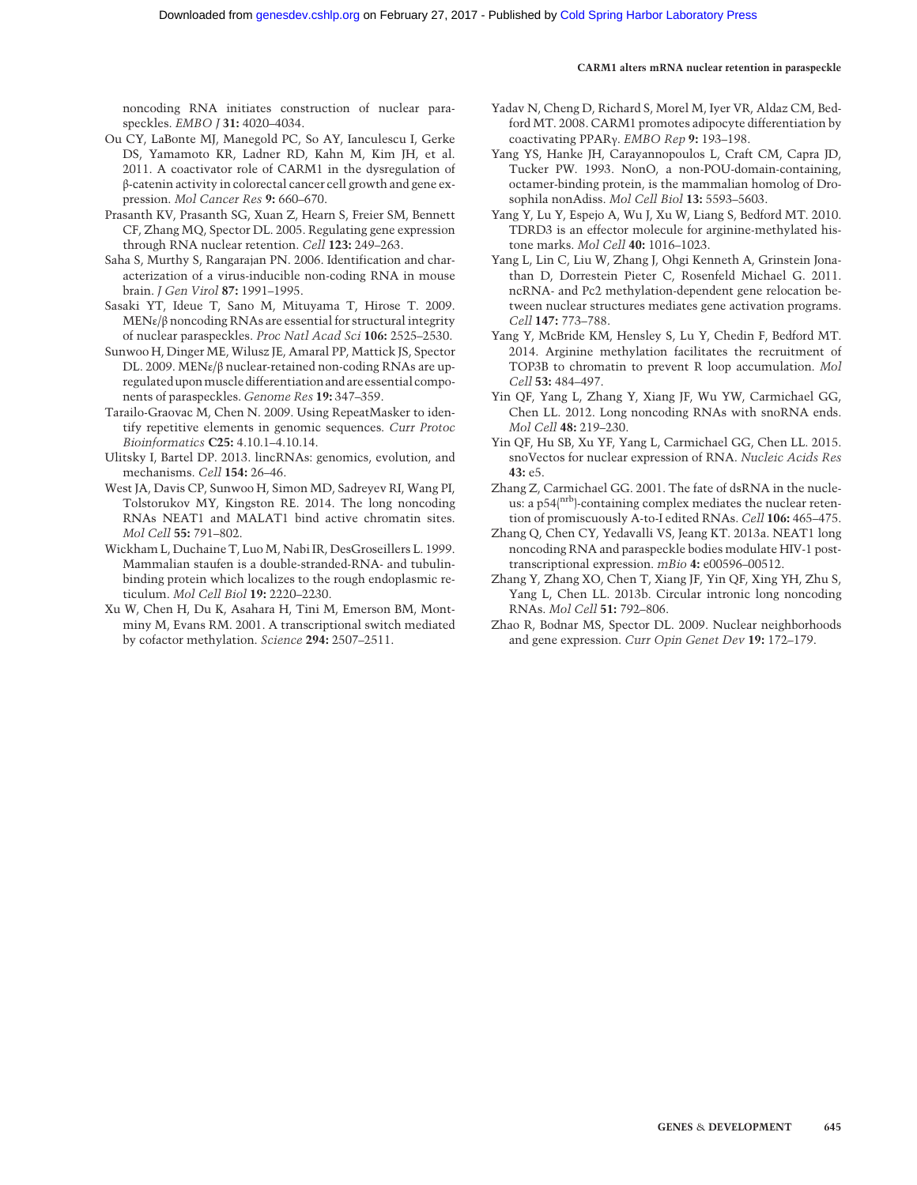noncoding RNA initiates construction of nuclear paraspeckles. *EMBO J* **31:** 4020–4034.

Ou CY, LaBonte MJ, Manegold PC, So AY, Ianculescu I, Gerke DS, Yamamoto KR, Ladner RD, Kahn M, Kim JH, et al. 2011. A coactivator role of CARM1 in the dysregulation of β-catenin activity in colorectal cancer cell growth and gene expression. *Mol Cancer Res* **9:** 660–670.

Prasanth KV, Prasanth SG, Xuan Z, Hearn S, Freier SM, Bennett CF, Zhang MQ, Spector DL. 2005. Regulating gene expression through RNA nuclear retention. *Cell* **123:** 249–263.

Saha S, Murthy S, Rangarajan PN. 2006. Identification and characterization of a virus-inducible non-coding RNA in mouse brain. *J Gen Virol* **87:** 1991–1995.

Sasaki YT, Ideue T, Sano M, Mituyama T, Hirose T. 2009. MENε/β noncoding RNAs are essential for structural integrity of nuclear paraspeckles. *Proc Natl Acad Sci* **106:** 2525–2530.

Sunwoo H, Dinger ME, Wilusz JE, Amaral PP, Mattick JS, Spector DL. 2009. MENε/β nuclear-retained non-coding RNAs are upregulated upon muscle differentiation and are essential components of paraspeckles. *Genome Res* **19:** 347–359.

Tarailo-Graovac M, Chen N. 2009. Using RepeatMasker to identify repetitive elements in genomic sequences. *Curr Protoc Bioinformatics* **C25:** 4.10.1–4.10.14.

Ulitsky I, Bartel DP. 2013. lincRNAs: genomics, evolution, and mechanisms. *Cell* **154:** 26–46.

West JA, Davis CP, Sunwoo H, Simon MD, Sadreyev RI, Wang PI, Tolstorukov MY, Kingston RE. 2014. The long noncoding RNAs NEAT1 and MALAT1 bind active chromatin sites. *Mol Cell* **55:** 791–802.

Wickham L, Duchaine T, Luo M, Nabi IR, DesGroseillers L. 1999. Mammalian staufen is a double-stranded-RNA- and tubulin-binding protein which localizes to the rough endoplasmic reticulum. *Mol Cell Biol* **19:** 2220–2230.

Xu W, Chen H, Du K, Asahara H, Tini M, Emerson BM, Montminy M, Evans RM. 2001. A transcriptional switch mediated by cofactor methylation. *Science* **294:** 2507–2511.

Yadav N, Cheng D, Richard S, Morel M, Iyer VR, Aldaz CM, Bedford MT. 2008. CARM1 promotes adipocyte differentiation by coactivating PPARγ. *EMBO Rep* **9:** 193–198.

Yang YS, Hanke JH, Carayannopoulos L, Craft CM, Capra JD, Tucker PW. 1993. NonO, a non-POU-domain-containing, octamer-binding protein, is the mammalian homolog of Drosophila nonAdiss. *Mol Cell Biol* **13:** 5593–5603.

Yang Y, Lu Y, Espejo A, Wu J, Xu W, Liang S, Bedford MT. 2010. TDRD3 is an effector molecule for arginine-methylated histone marks. *Mol Cell* **40:** 1016–1023.

Yang L, Lin C, Liu W, Zhang J, Ohgi Kenneth A, Grinstein Jonathan D, Dorrestein Pieter C, Rosenfeld Michael G. 2011. ncRNA- and Pc2 methylation-dependent gene relocation between nuclear structures mediates gene activation programs. *Cell* **147:** 773–788.

Yang Y, McBride KM, Hensley S, Lu Y, Chedin F, Bedford MT. 2014. Arginine methylation facilitates the recruitment of TOP3B to chromatin to prevent R loop accumulation. *Mol Cell* **53:** 484–497.

Yin QF, Yang L, Zhang Y, Xiang JF, Wu YW, Carmichael GG, Chen LL. 2012. Long noncoding RNAs with snoRNA ends. *Mol Cell* **48:** 219–230.

Yin QF, Hu SB, Xu YF, Yang L, Carmichael GG, Chen LL. 2015. snoVectos for nuclear expression of RNA. *Nucleic Acids Res* **43:** e5.

Zhang Z, Carmichael GG. 2001. The fate of dsRNA in the nucleus: a $p54^{(nrb)}$-containing complex mediates the nuclear retention of promiscuously A-to-I edited RNAs. *Cell* **106:** 465–475.

Zhang Q, Chen CY, Yedavalli VS, Jeang KT. 2013a. NEAT1 long noncoding RNA and paraspeckle bodies modulate HIV-1 posttranscriptional expression. *mBio* **4:** e00596–00512.

Zhang Y, Zhang XO, Chen T, Xiang JF, Yin QF, Xing YH, Zhu S, Yang L, Chen LL. 2013b. Circular intronic long noncoding RNAs. *Mol Cell* **51:** 792–806.

Zhao R, Bodnar MS, Spector DL. 2009. Nuclear neighborhoods and gene expression. *Curr Opin Genet Dev* **19:** 172–179.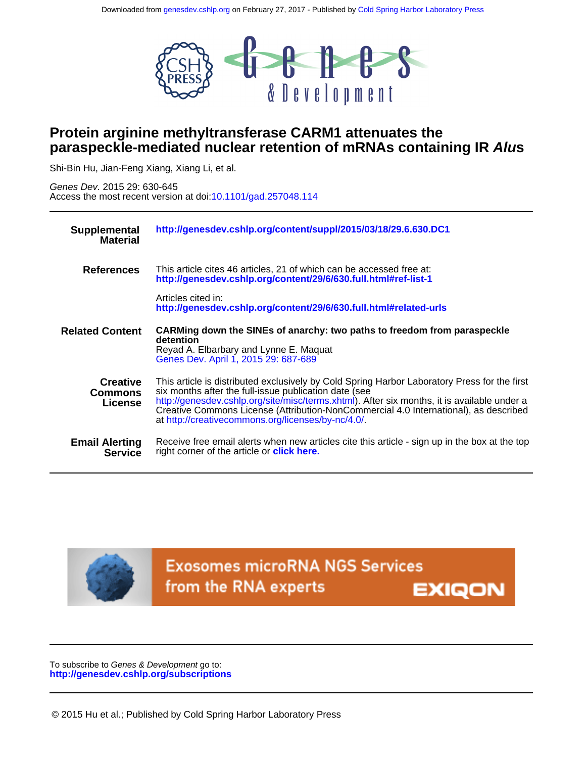Downloaded from genesdev.cshlp.org on February 27, 2017 - Published by Cold Spring Harbor Laboratory Press

# Protein arginine methyltransferase CARM1 attenuates the paraspeckle-mediated nuclear retention of mRNAs containing IR *Alu*s

Shi-Bin Hu, Jian-Feng Xiang, Xiang Li, et al.

*Genes Dev.* 2015 29: 630-645
Access the most recent version at doi:10.1101/gad.257048.114

| | |
|---|---|
| **Supplemental Material** | **http://genesdev.cshlp.org/content/suppl/2015/03/18/29.6.630.DC1** |
| **References** | This article cites 46 articles, 21 of which can be accessed free at: **http://genesdev.cshlp.org/content/29/6/630.full.html#ref-list-1**<br><br>Articles cited in: **http://genesdev.cshlp.org/content/29/6/630.full.html#related-urls** |
| **Related Content** | **CARMing down the SINEs of anarchy: two paths to freedom from paraspeckle detention**<br>Reyad A. Elbarbary and Lynne E. Maquat<br>Genes Dev. April 1, 2015 29: 687-689 |
| **Creative Commons License** | This article is distributed exclusively by Cold Spring Harbor Laboratory Press for the first six months after the full-issue publication date (see http://genesdev.cshlp.org/site/misc/terms.xhtml). After six months, it is available under a Creative Commons License (Attribution-NonCommercial 4.0 International), as described at http://creativecommons.org/licenses/by-nc/4.0/. |
| **Email Alerting Service** | Receive free email alerts when new articles cite this article - sign up in the box at the top right corner of the article or **click here.** |

Exosomes microRNA NGS Services from the RNA experts EXIQON

To subscribe to *Genes & Development* go to:
**http://genesdev.cshlp.org/subscriptions**

© 2015 Hu et al.; Published by Cold Spring Harbor Laboratory Press